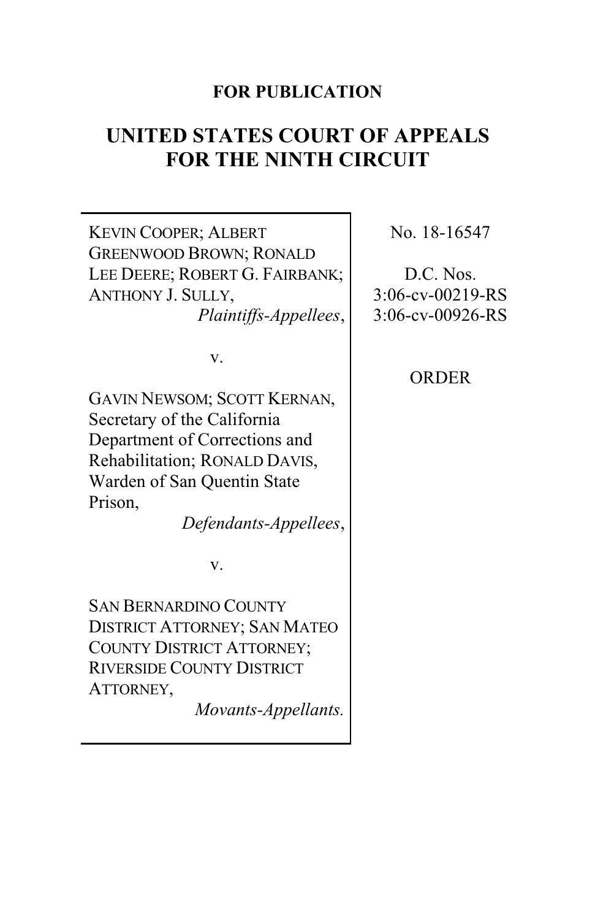**FOR PUBLICATION**

# UNITED STATES COURT OF APPEALS FOR THE NINTH CIRCUIT

KEVIN COOPER; ALBERT GREENWOOD BROWN; RONALD LEE DEERE; ROBERT G. FAIRBANK; ANTHONY J. SULLY,
*Plaintiffs-Appellees*,

v.

GAVIN NEWSOM; SCOTT KERNAN, Secretary of the California Department of Corrections and Rehabilitation; RONALD DAVIS, Warden of San Quentin State Prison,
*Defendants-Appellees*,

v.

SAN BERNARDINO COUNTY DISTRICT ATTORNEY; SAN MATEO COUNTY DISTRICT ATTORNEY; RIVERSIDE COUNTY DISTRICT ATTORNEY,
*Movants-Appellants.*

No. 18-16547

D.C. Nos.
3:06-cv-00219-RS
3:06-cv-00926-RS

ORDER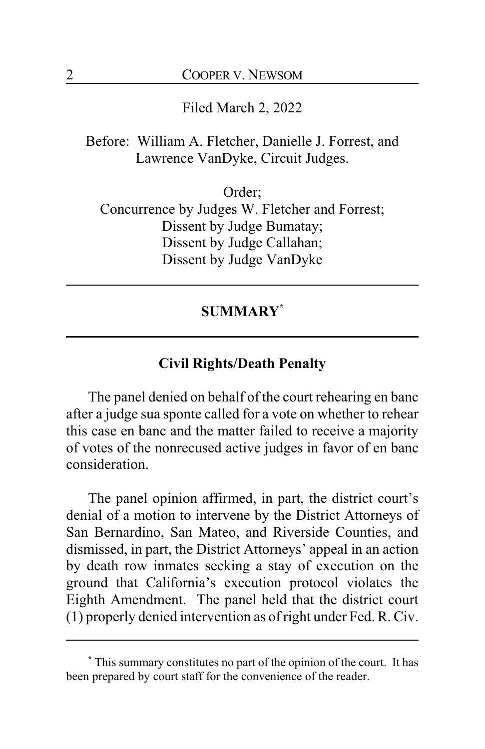Filed March 2, 2022

Before: William A. Fletcher, Danielle J. Forrest, and Lawrence VanDyke, Circuit Judges.

Order;
Concurrence by Judges W. Fletcher and Forrest;
Dissent by Judge Bumatay;
Dissent by Judge Callahan;
Dissent by Judge VanDyke

---

## SUMMARY[*]

---

### Civil Rights/Death Penalty

The panel denied on behalf of the court rehearing en banc after a judge sua sponte called for a vote on whether to rehear this case en banc and the matter failed to receive a majority of votes of the nonrecused active judges in favor of en banc consideration.

The panel opinion affirmed, in part, the district court's denial of a motion to intervene by the District Attorneys of San Bernardino, San Mateo, and Riverside Counties, and dismissed, in part, the District Attorneys' appeal in an action by death row inmates seeking a stay of execution on the ground that California's execution protocol violates the Eighth Amendment. The panel held that the district court (1) properly denied intervention as of right under Fed. R. Civ.

---

[*] This summary constitutes no part of the opinion of the court. It has been prepared by court staff for the convenience of the reader.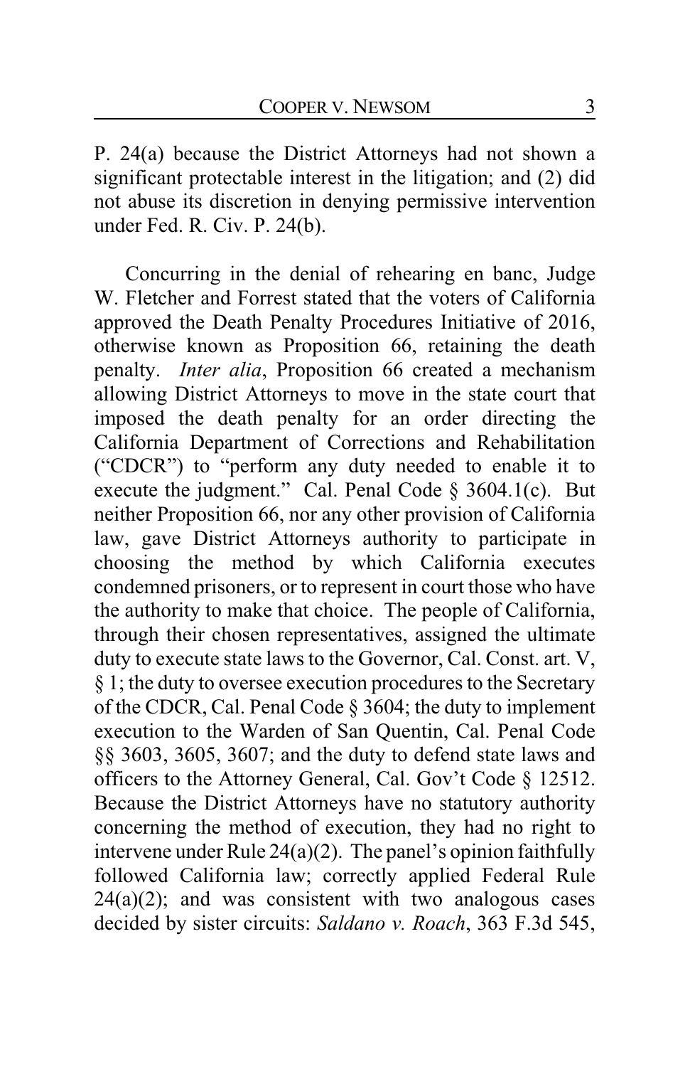P. 24(a) because the District Attorneys had not shown a significant protectable interest in the litigation; and (2) did not abuse its discretion in denying permissive intervention under Fed. R. Civ. P. 24(b).

Concurring in the denial of rehearing en banc, Judge W. Fletcher and Forrest stated that the voters of California approved the Death Penalty Procedures Initiative of 2016, otherwise known as Proposition 66, retaining the death penalty. *Inter alia*, Proposition 66 created a mechanism allowing District Attorneys to move in the state court that imposed the death penalty for an order directing the California Department of Corrections and Rehabilitation ("CDCR") to "perform any duty needed to enable it to execute the judgment." Cal. Penal Code § 3604.1(c). But neither Proposition 66, nor any other provision of California law, gave District Attorneys authority to participate in choosing the method by which California executes condemned prisoners, or to represent in court those who have the authority to make that choice. The people of California, through their chosen representatives, assigned the ultimate duty to execute state laws to the Governor, Cal. Const. art. V, § 1; the duty to oversee execution procedures to the Secretary of the CDCR, Cal. Penal Code § 3604; the duty to implement execution to the Warden of San Quentin, Cal. Penal Code §§ 3603, 3605, 3607; and the duty to defend state laws and officers to the Attorney General, Cal. Gov't Code § 12512. Because the District Attorneys have no statutory authority concerning the method of execution, they had no right to intervene under Rule 24(a)(2). The panel's opinion faithfully followed California law; correctly applied Federal Rule 24(a)(2); and was consistent with two analogous cases decided by sister circuits: *Saldano v. Roach*, 363 F.3d 545,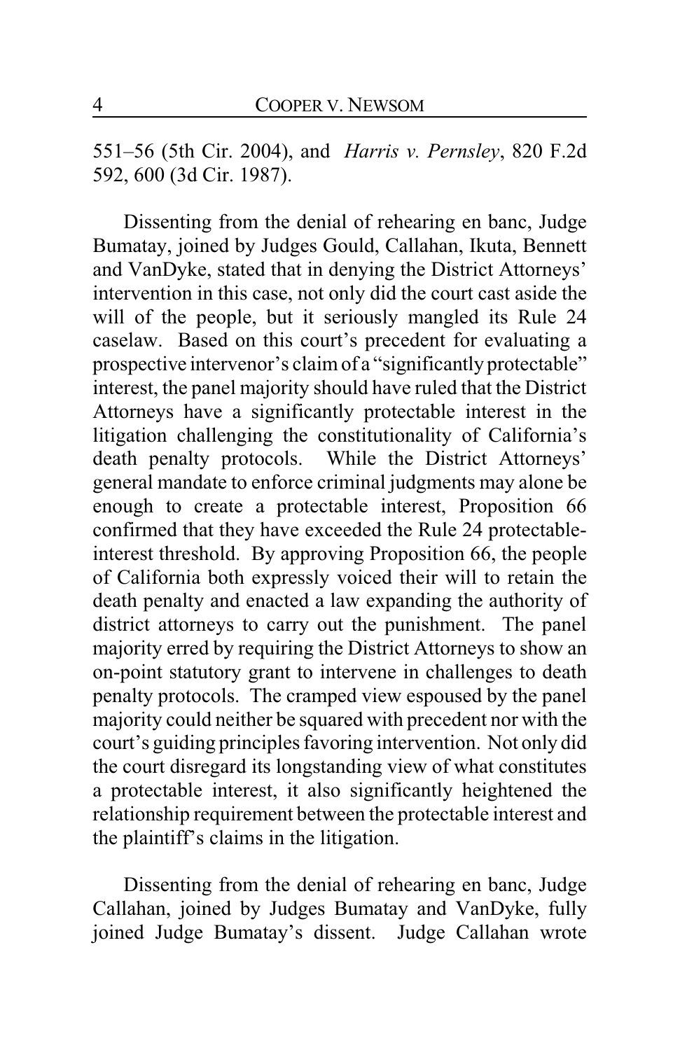551–56 (5th Cir. 2004), and *Harris v. Pernsley*, 820 F.2d 592, 600 (3d Cir. 1987).

Dissenting from the denial of rehearing en banc, Judge Bumatay, joined by Judges Gould, Callahan, Ikuta, Bennett and VanDyke, stated that in denying the District Attorneys' intervention in this case, not only did the court cast aside the will of the people, but it seriously mangled its Rule 24 caselaw. Based on this court's precedent for evaluating a prospective intervenor's claim of a "significantly protectable" interest, the panel majority should have ruled that the District Attorneys have a significantly protectable interest in the litigation challenging the constitutionality of California's death penalty protocols. While the District Attorneys' general mandate to enforce criminal judgments may alone be enough to create a protectable interest, Proposition 66 confirmed that they have exceeded the Rule 24 protectable-interest threshold. By approving Proposition 66, the people of California both expressly voiced their will to retain the death penalty and enacted a law expanding the authority of district attorneys to carry out the punishment. The panel majority erred by requiring the District Attorneys to show an on-point statutory grant to intervene in challenges to death penalty protocols. The cramped view espoused by the panel majority could neither be squared with precedent nor with the court's guiding principles favoring intervention. Not only did the court disregard its longstanding view of what constitutes a protectable interest, it also significantly heightened the relationship requirement between the protectable interest and the plaintiff's claims in the litigation.

Dissenting from the denial of rehearing en banc, Judge Callahan, joined by Judges Bumatay and VanDyke, fully joined Judge Bumatay's dissent. Judge Callahan wrote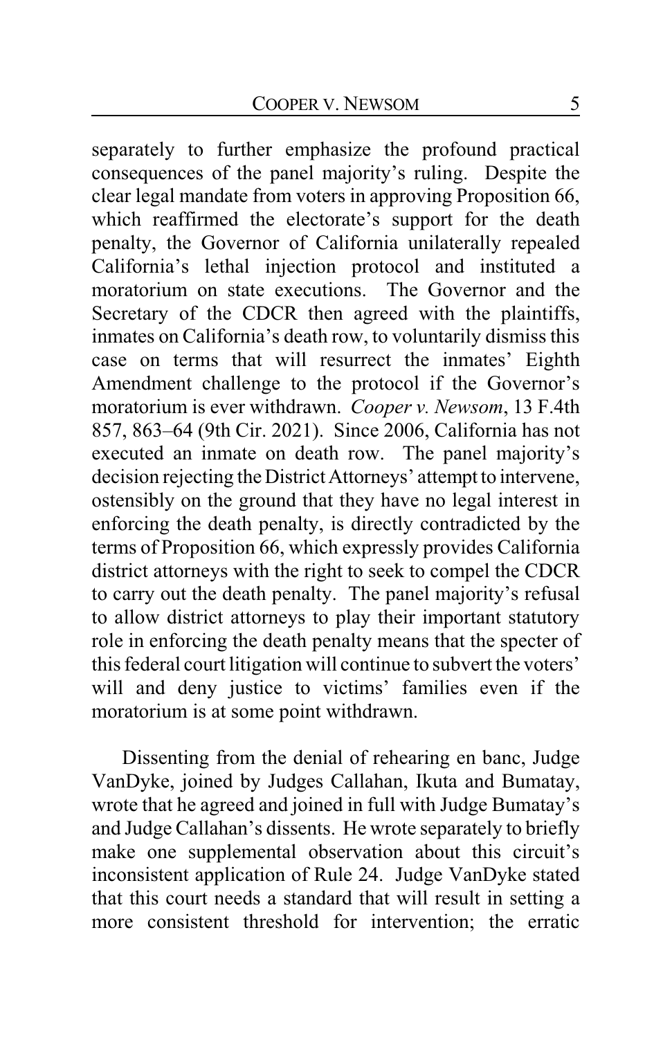separately to further emphasize the profound practical consequences of the panel majority's ruling. Despite the clear legal mandate from voters in approving Proposition 66, which reaffirmed the electorate's support for the death penalty, the Governor of California unilaterally repealed California's lethal injection protocol and instituted a moratorium on state executions. The Governor and the Secretary of the CDCR then agreed with the plaintiffs, inmates on California's death row, to voluntarily dismiss this case on terms that will resurrect the inmates' Eighth Amendment challenge to the protocol if the Governor's moratorium is ever withdrawn. *Cooper v. Newsom*, 13 F.4th 857, 863–64 (9th Cir. 2021). Since 2006, California has not executed an inmate on death row. The panel majority's decision rejecting the District Attorneys' attempt to intervene, ostensibly on the ground that they have no legal interest in enforcing the death penalty, is directly contradicted by the terms of Proposition 66, which expressly provides California district attorneys with the right to seek to compel the CDCR to carry out the death penalty. The panel majority's refusal to allow district attorneys to play their important statutory role in enforcing the death penalty means that the specter of this federal court litigation will continue to subvert the voters' will and deny justice to victims' families even if the moratorium is at some point withdrawn.

Dissenting from the denial of rehearing en banc, Judge VanDyke, joined by Judges Callahan, Ikuta and Bumatay, wrote that he agreed and joined in full with Judge Bumatay's and Judge Callahan's dissents. He wrote separately to briefly make one supplemental observation about this circuit's inconsistent application of Rule 24. Judge VanDyke stated that this court needs a standard that will result in setting a more consistent threshold for intervention; the erratic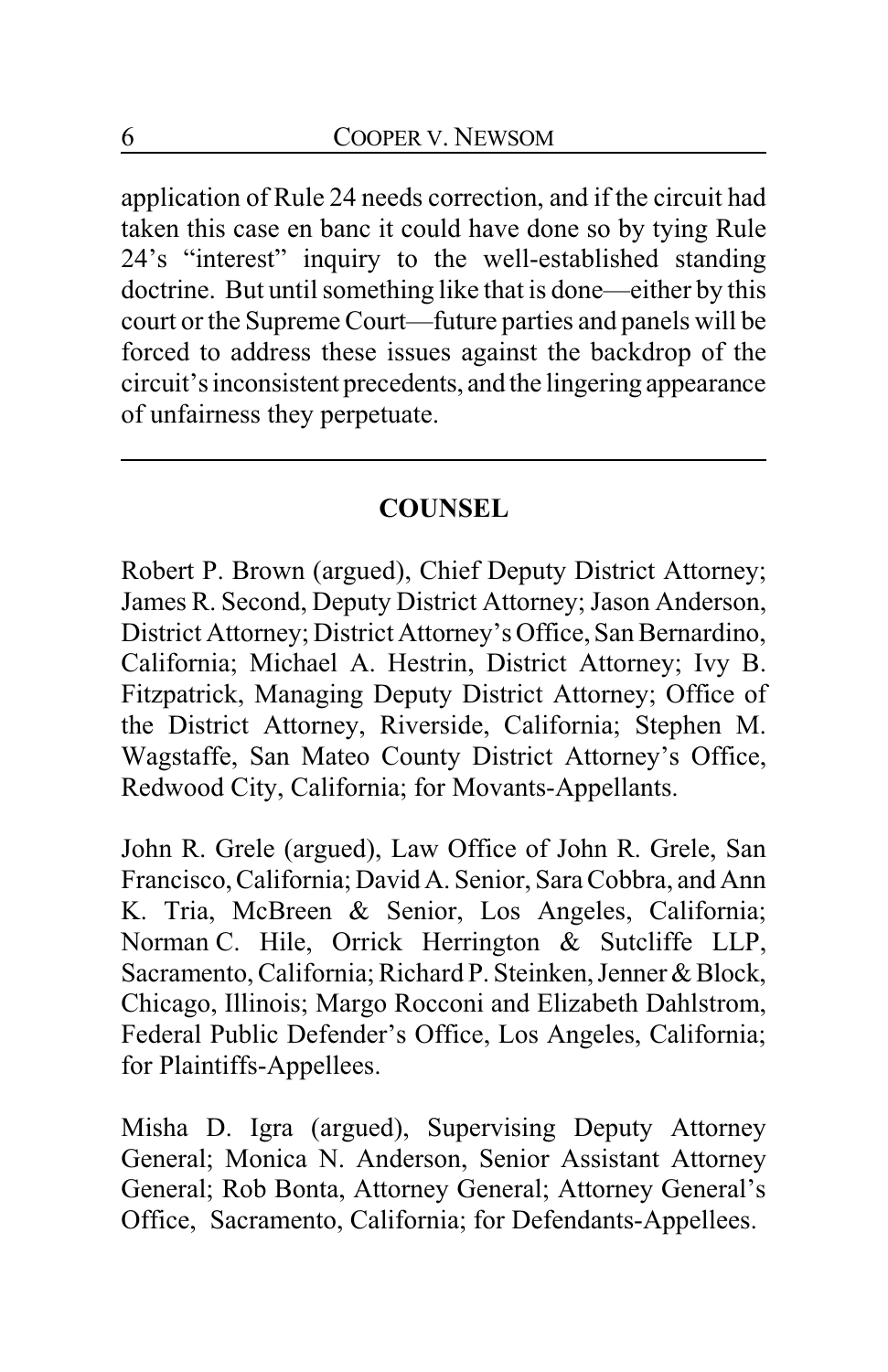application of Rule 24 needs correction, and if the circuit had taken this case en banc it could have done so by tying Rule 24's "interest" inquiry to the well-established standing doctrine. But until something like that is done—either by this court or the Supreme Court—future parties and panels will be forced to address these issues against the backdrop of the circuit's inconsistent precedents, and the lingering appearance of unfairness they perpetuate.

---

## COUNSEL

Robert P. Brown (argued), Chief Deputy District Attorney; James R. Second, Deputy District Attorney; Jason Anderson, District Attorney; District Attorney's Office, San Bernardino, California; Michael A. Hestrin, District Attorney; Ivy B. Fitzpatrick, Managing Deputy District Attorney; Office of the District Attorney, Riverside, California; Stephen M. Wagstaffe, San Mateo County District Attorney's Office, Redwood City, California; for Movants-Appellants.

John R. Grele (argued), Law Office of John R. Grele, San Francisco, California; David A. Senior, Sara Cobbra, and Ann K. Tria, McBreen & Senior, Los Angeles, California; Norman C. Hile, Orrick Herrington & Sutcliffe LLP, Sacramento, California; Richard P. Steinken, Jenner & Block, Chicago, Illinois; Margo Rocconi and Elizabeth Dahlstrom, Federal Public Defender's Office, Los Angeles, California; for Plaintiffs-Appellees.

Misha D. Igra (argued), Supervising Deputy Attorney General; Monica N. Anderson, Senior Assistant Attorney General; Rob Bonta, Attorney General; Attorney General's Office, Sacramento, California; for Defendants-Appellees.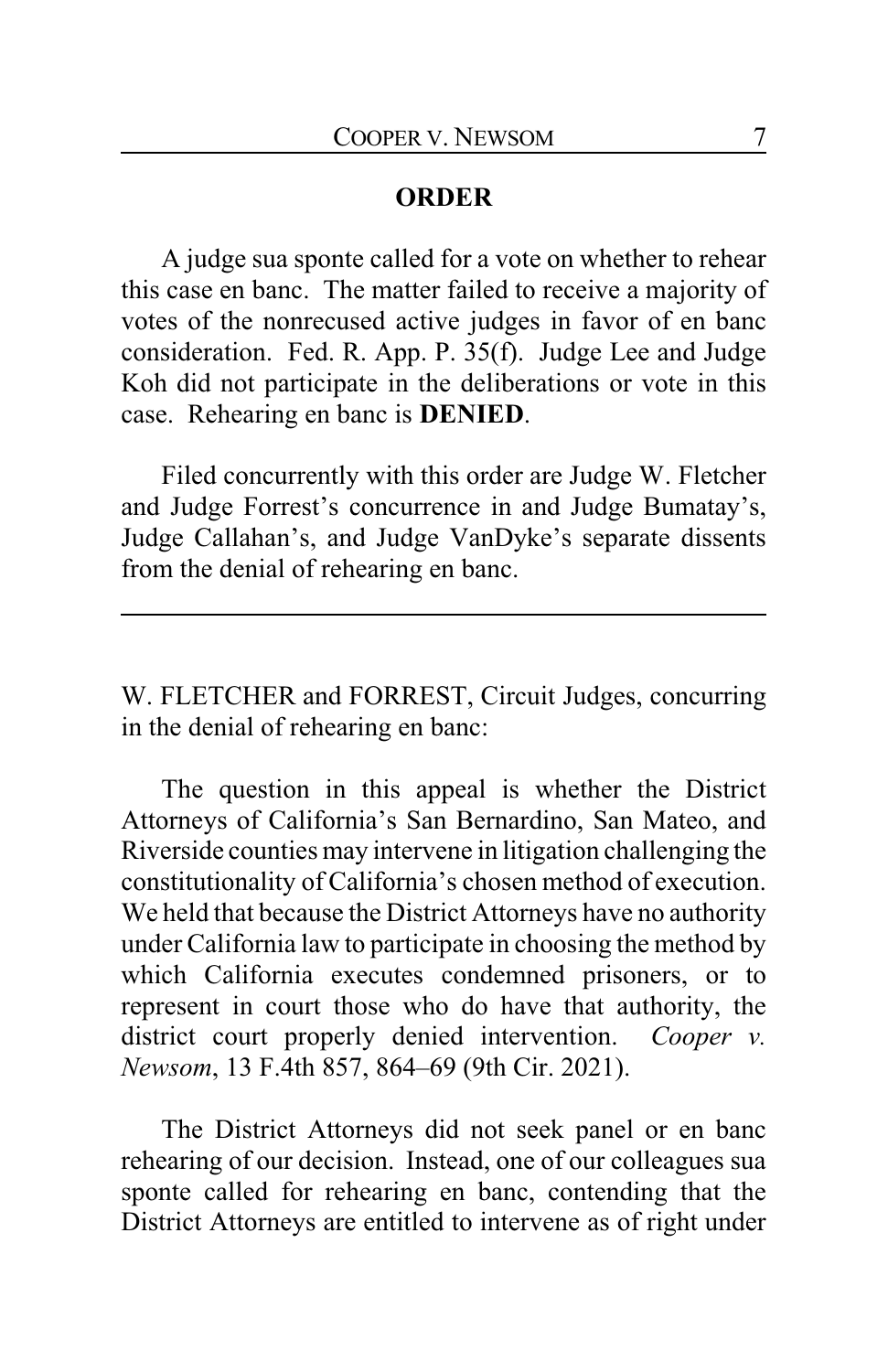## ORDER

A judge sua sponte called for a vote on whether to rehear this case en banc. The matter failed to receive a majority of votes of the nonrecused active judges in favor of en banc consideration. Fed. R. App. P. 35(f). Judge Lee and Judge Koh did not participate in the deliberations or vote in this case. Rehearing en banc is **DENIED**.

Filed concurrently with this order are Judge W. Fletcher and Judge Forrest's concurrence in and Judge Bumatay's, Judge Callahan's, and Judge VanDyke's separate dissents from the denial of rehearing en banc.

---

W. FLETCHER and FORREST, Circuit Judges, concurring in the denial of rehearing en banc:

The question in this appeal is whether the District Attorneys of California's San Bernardino, San Mateo, and Riverside counties may intervene in litigation challenging the constitutionality of California's chosen method of execution. We held that because the District Attorneys have no authority under California law to participate in choosing the method by which California executes condemned prisoners, or to represent in court those who do have that authority, the district court properly denied intervention. *Cooper v. Newsom*, 13 F.4th 857, 864–69 (9th Cir. 2021).

The District Attorneys did not seek panel or en banc rehearing of our decision. Instead, one of our colleagues sua sponte called for rehearing en banc, contending that the District Attorneys are entitled to intervene as of right under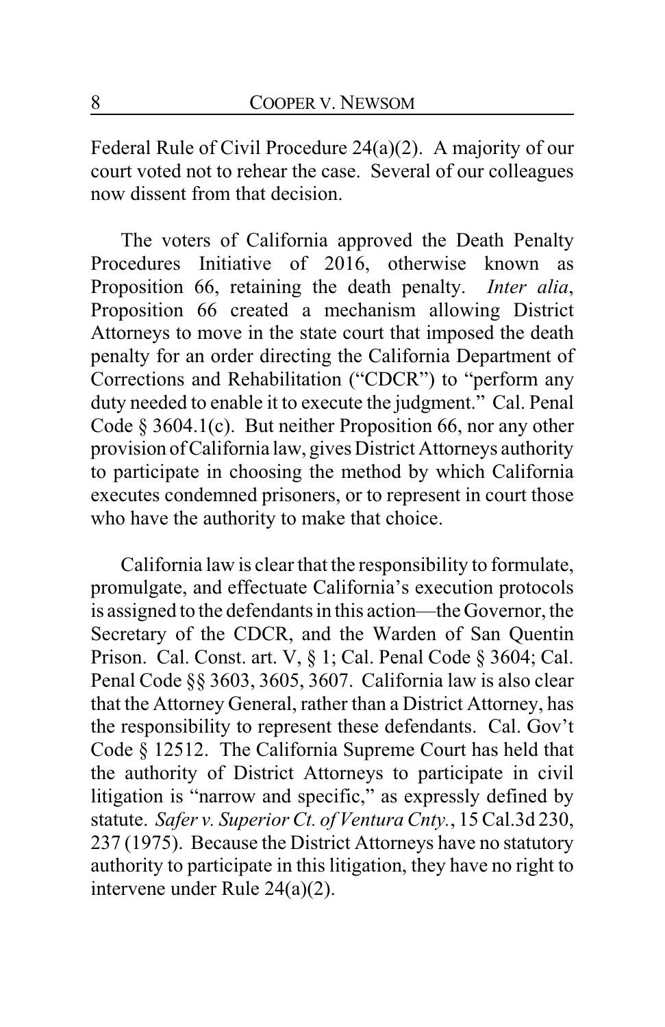Federal Rule of Civil Procedure 24(a)(2). A majority of our court voted not to rehear the case. Several of our colleagues now dissent from that decision.

The voters of California approved the Death Penalty Procedures Initiative of 2016, otherwise known as Proposition 66, retaining the death penalty. *Inter alia*, Proposition 66 created a mechanism allowing District Attorneys to move in the state court that imposed the death penalty for an order directing the California Department of Corrections and Rehabilitation ("CDCR") to "perform any duty needed to enable it to execute the judgment." Cal. Penal Code § 3604.1(c). But neither Proposition 66, nor any other provision of California law, gives District Attorneys authority to participate in choosing the method by which California executes condemned prisoners, or to represent in court those who have the authority to make that choice.

California law is clear that the responsibility to formulate, promulgate, and effectuate California's execution protocols is assigned to the defendants in this action—the Governor, the Secretary of the CDCR, and the Warden of San Quentin Prison. Cal. Const. art. V, § 1; Cal. Penal Code § 3604; Cal. Penal Code §§ 3603, 3605, 3607. California law is also clear that the Attorney General, rather than a District Attorney, has the responsibility to represent these defendants. Cal. Gov't Code § 12512. The California Supreme Court has held that the authority of District Attorneys to participate in civil litigation is "narrow and specific," as expressly defined by statute. *Safer v. Superior Ct. of Ventura Cnty.*, 15 Cal.3d 230, 237 (1975). Because the District Attorneys have no statutory authority to participate in this litigation, they have no right to intervene under Rule 24(a)(2).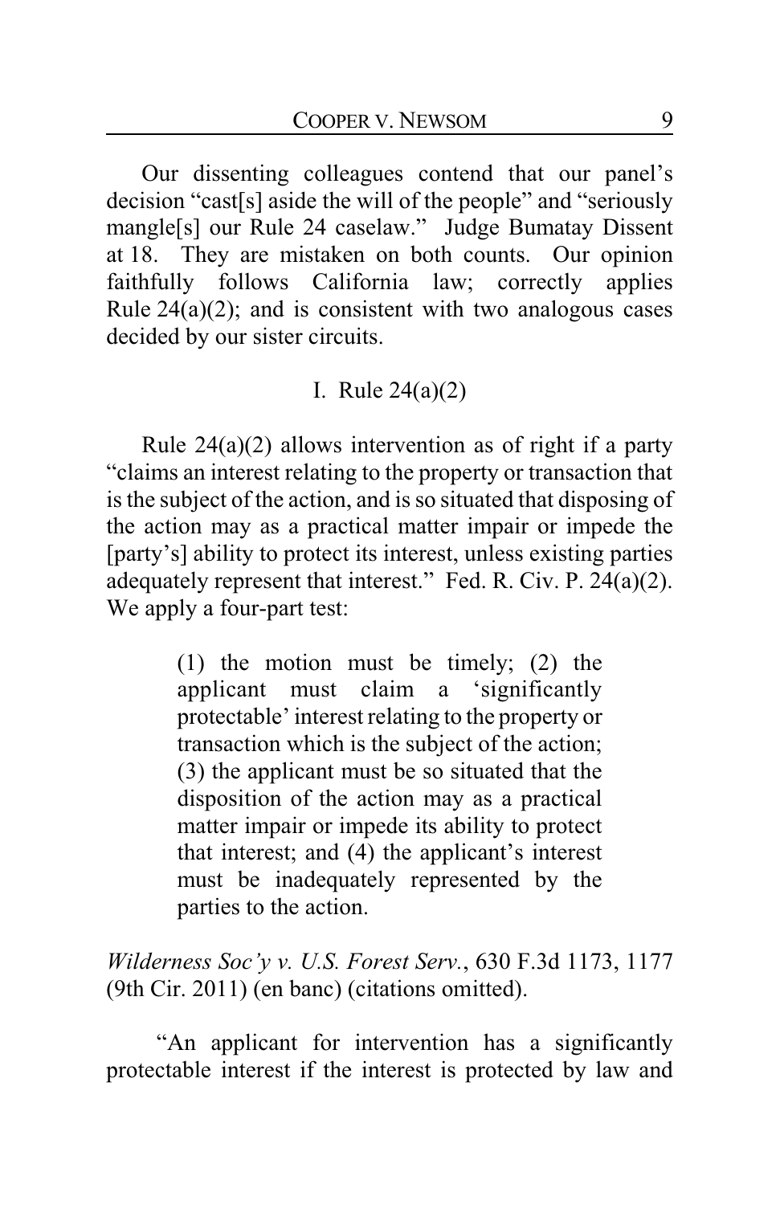Our dissenting colleagues contend that our panel's decision "cast[s] aside the will of the people" and "seriously mangle[s] our Rule 24 caselaw." Judge Bumatay Dissent at 18. They are mistaken on both counts. Our opinion faithfully follows California law; correctly applies Rule 24(a)(2); and is consistent with two analogous cases decided by our sister circuits.

## I. Rule 24(a)(2)

Rule 24(a)(2) allows intervention as of right if a party "claims an interest relating to the property or transaction that is the subject of the action, and is so situated that disposing of the action may as a practical matter impair or impede the [party's] ability to protect its interest, unless existing parties adequately represent that interest." Fed. R. Civ. P. 24(a)(2). We apply a four-part test:

> (1) the motion must be timely; (2) the applicant must claim a 'significantly protectable' interest relating to the property or transaction which is the subject of the action; (3) the applicant must be so situated that the disposition of the action may as a practical matter impair or impede its ability to protect that interest; and (4) the applicant's interest must be inadequately represented by the parties to the action.

*Wilderness Soc'y v. U.S. Forest Serv.*, 630 F.3d 1173, 1177 (9th Cir. 2011) (en banc) (citations omitted).

"An applicant for intervention has a significantly protectable interest if the interest is protected by law and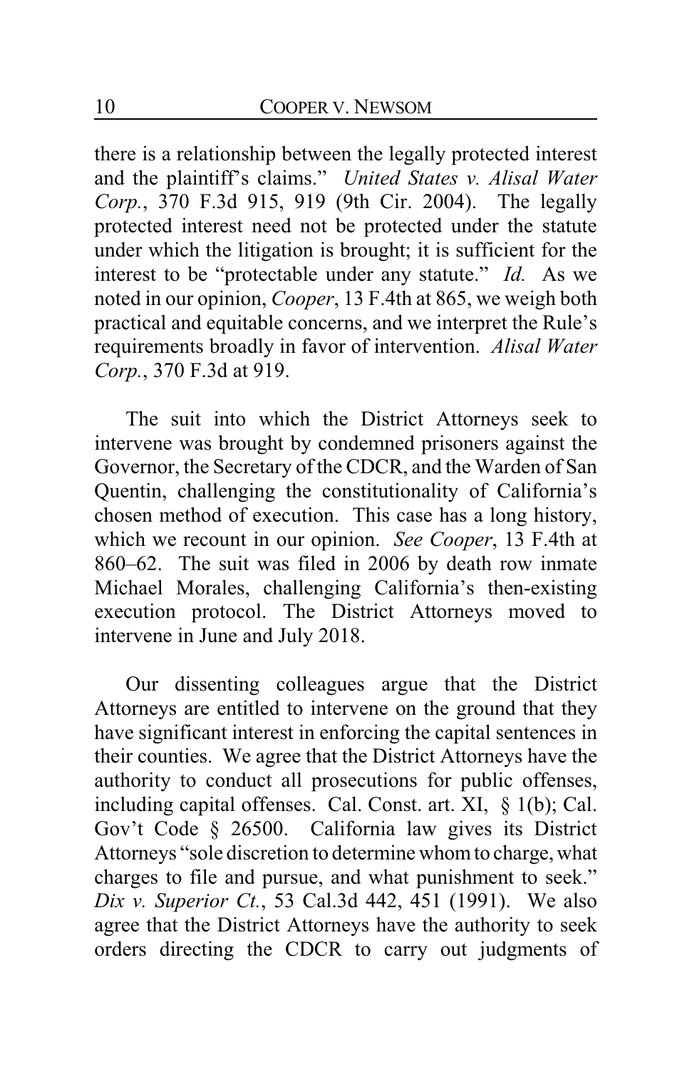there is a relationship between the legally protected interest and the plaintiff's claims." *United States v. Alisal Water Corp.*, 370 F.3d 915, 919 (9th Cir. 2004). The legally protected interest need not be protected under the statute under which the litigation is brought; it is sufficient for the interest to be "protectable under any statute." *Id.* As we noted in our opinion, *Cooper*, 13 F.4th at 865, we weigh both practical and equitable concerns, and we interpret the Rule's requirements broadly in favor of intervention. *Alisal Water Corp.*, 370 F.3d at 919.

The suit into which the District Attorneys seek to intervene was brought by condemned prisoners against the Governor, the Secretary of the CDCR, and the Warden of San Quentin, challenging the constitutionality of California's chosen method of execution. This case has a long history, which we recount in our opinion. *See Cooper*, 13 F.4th at 860–62. The suit was filed in 2006 by death row inmate Michael Morales, challenging California's then-existing execution protocol. The District Attorneys moved to intervene in June and July 2018.

Our dissenting colleagues argue that the District Attorneys are entitled to intervene on the ground that they have significant interest in enforcing the capital sentences in their counties. We agree that the District Attorneys have the authority to conduct all prosecutions for public offenses, including capital offenses. Cal. Const. art. XI, § 1(b); Cal. Gov't Code § 26500. California law gives its District Attorneys "sole discretion to determine whom to charge, what charges to file and pursue, and what punishment to seek." *Dix v. Superior Ct.*, 53 Cal.3d 442, 451 (1991). We also agree that the District Attorneys have the authority to seek orders directing the CDCR to carry out judgments of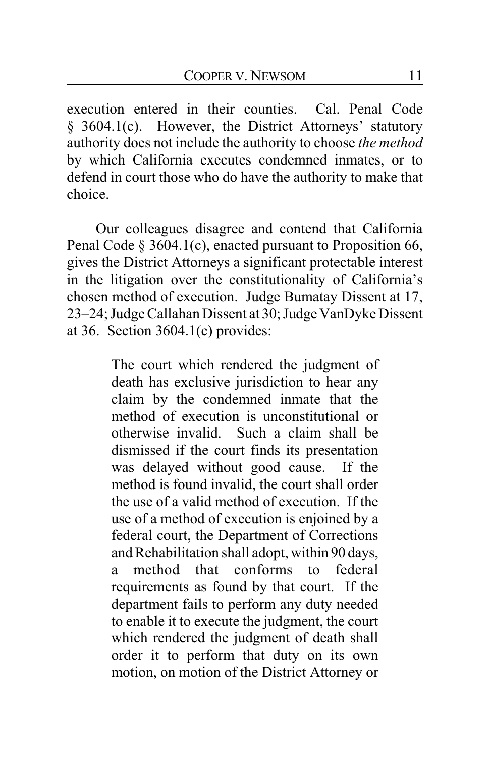execution entered in their counties. Cal. Penal Code § 3604.1(c). However, the District Attorneys' statutory authority does not include the authority to choose *the method* by which California executes condemned inmates, or to defend in court those who do have the authority to make that choice.

Our colleagues disagree and contend that California Penal Code § 3604.1(c), enacted pursuant to Proposition 66, gives the District Attorneys a significant protectable interest in the litigation over the constitutionality of California's chosen method of execution. Judge Bumatay Dissent at 17, 23–24; Judge Callahan Dissent at 30; Judge VanDyke Dissent at 36. Section 3604.1(c) provides:

> The court which rendered the judgment of death has exclusive jurisdiction to hear any claim by the condemned inmate that the method of execution is unconstitutional or otherwise invalid. Such a claim shall be dismissed if the court finds its presentation was delayed without good cause. If the method is found invalid, the court shall order the use of a valid method of execution. If the use of a method of execution is enjoined by a federal court, the Department of Corrections and Rehabilitation shall adopt, within 90 days, a method that conforms to federal requirements as found by that court. If the department fails to perform any duty needed to enable it to execute the judgment, the court which rendered the judgment of death shall order it to perform that duty on its own motion, on motion of the District Attorney or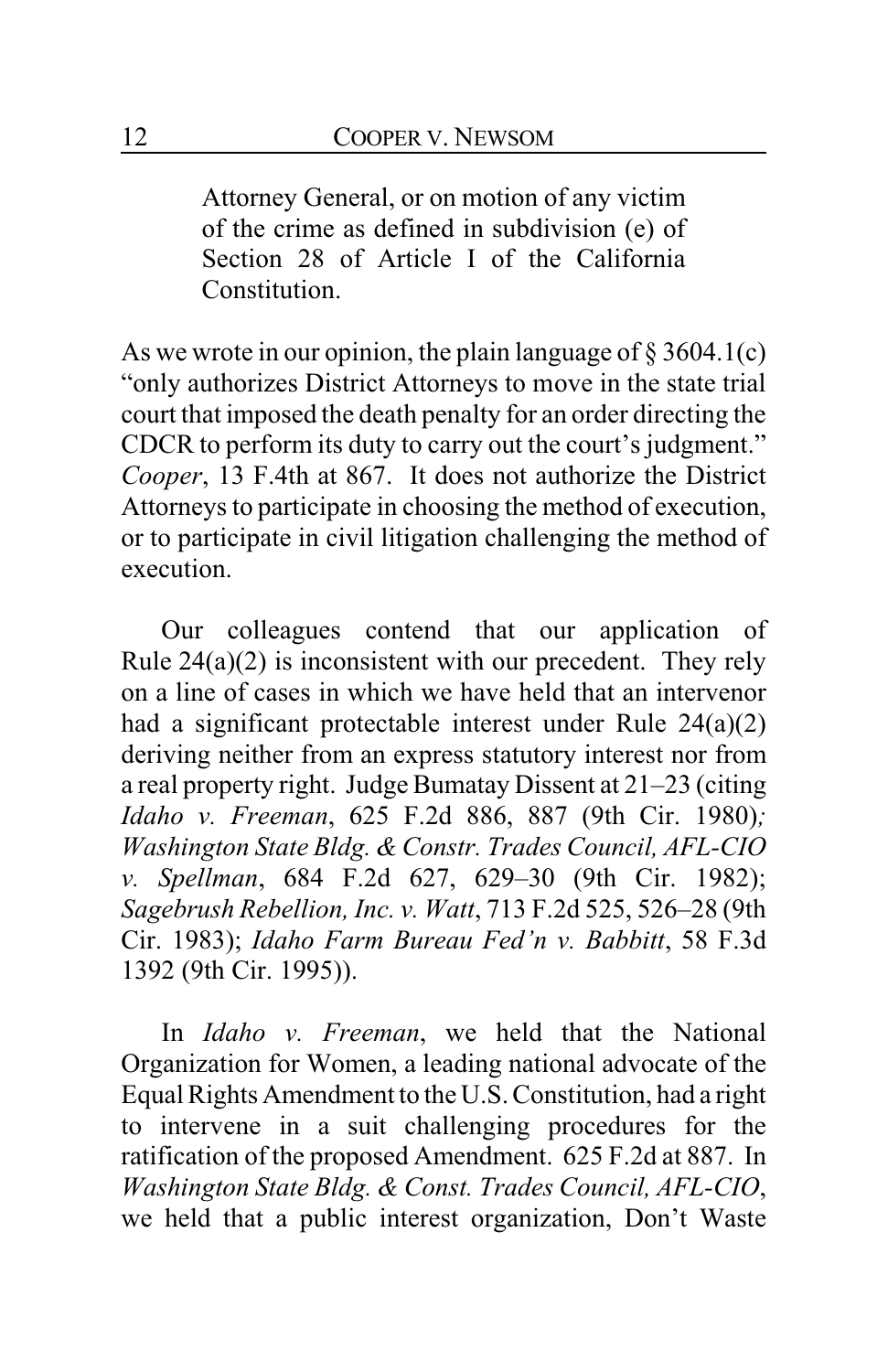> Attorney General, or on motion of any victim of the crime as defined in subdivision (e) of Section 28 of Article I of the California Constitution.

As we wrote in our opinion, the plain language of § 3604.1(c) "only authorizes District Attorneys to move in the state trial court that imposed the death penalty for an order directing the CDCR to perform its duty to carry out the court's judgment." *Cooper*, 13 F.4th at 867. It does not authorize the District Attorneys to participate in choosing the method of execution, or to participate in civil litigation challenging the method of execution.

Our colleagues contend that our application of Rule 24(a)(2) is inconsistent with our precedent. They rely on a line of cases in which we have held that an intervenor had a significant protectable interest under Rule 24(a)(2) deriving neither from an express statutory interest nor from a real property right. Judge Bumatay Dissent at 21–23 (citing *Idaho v. Freeman*, 625 F.2d 886, 887 (9th Cir. 1980); *Washington State Bldg. & Constr. Trades Council, AFL-CIO v. Spellman*, 684 F.2d 627, 629–30 (9th Cir. 1982); *Sagebrush Rebellion, Inc. v. Watt*, 713 F.2d 525, 526–28 (9th Cir. 1983); *Idaho Farm Bureau Fed'n v. Babbitt*, 58 F.3d 1392 (9th Cir. 1995)).

In *Idaho v. Freeman*, we held that the National Organization for Women, a leading national advocate of the Equal Rights Amendment to the U.S. Constitution, had a right to intervene in a suit challenging procedures for the ratification of the proposed Amendment. 625 F.2d at 887. In *Washington State Bldg. & Const. Trades Council, AFL-CIO*, we held that a public interest organization, Don't Waste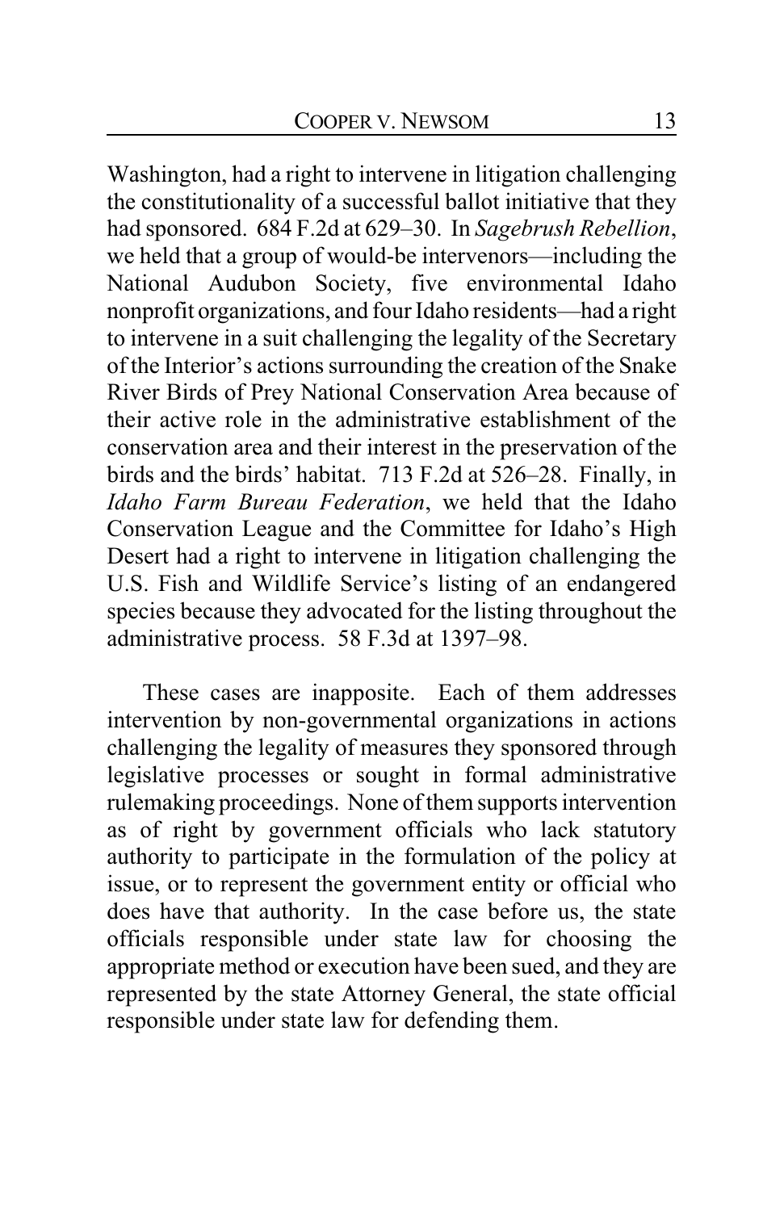Washington, had a right to intervene in litigation challenging the constitutionality of a successful ballot initiative that they had sponsored. 684 F.2d at 629–30. In *Sagebrush Rebellion*, we held that a group of would-be intervenors—including the National Audubon Society, five environmental Idaho nonprofit organizations, and four Idaho residents—had a right to intervene in a suit challenging the legality of the Secretary of the Interior's actions surrounding the creation of the Snake River Birds of Prey National Conservation Area because of their active role in the administrative establishment of the conservation area and their interest in the preservation of the birds and the birds' habitat. 713 F.2d at 526–28. Finally, in *Idaho Farm Bureau Federation*, we held that the Idaho Conservation League and the Committee for Idaho's High Desert had a right to intervene in litigation challenging the U.S. Fish and Wildlife Service's listing of an endangered species because they advocated for the listing throughout the administrative process. 58 F.3d at 1397–98.

These cases are inapposite. Each of them addresses intervention by non-governmental organizations in actions challenging the legality of measures they sponsored through legislative processes or sought in formal administrative rulemaking proceedings. None of them supports intervention as of right by government officials who lack statutory authority to participate in the formulation of the policy at issue, or to represent the government entity or official who does have that authority. In the case before us, the state officials responsible under state law for choosing the appropriate method or execution have been sued, and they are represented by the state Attorney General, the state official responsible under state law for defending them.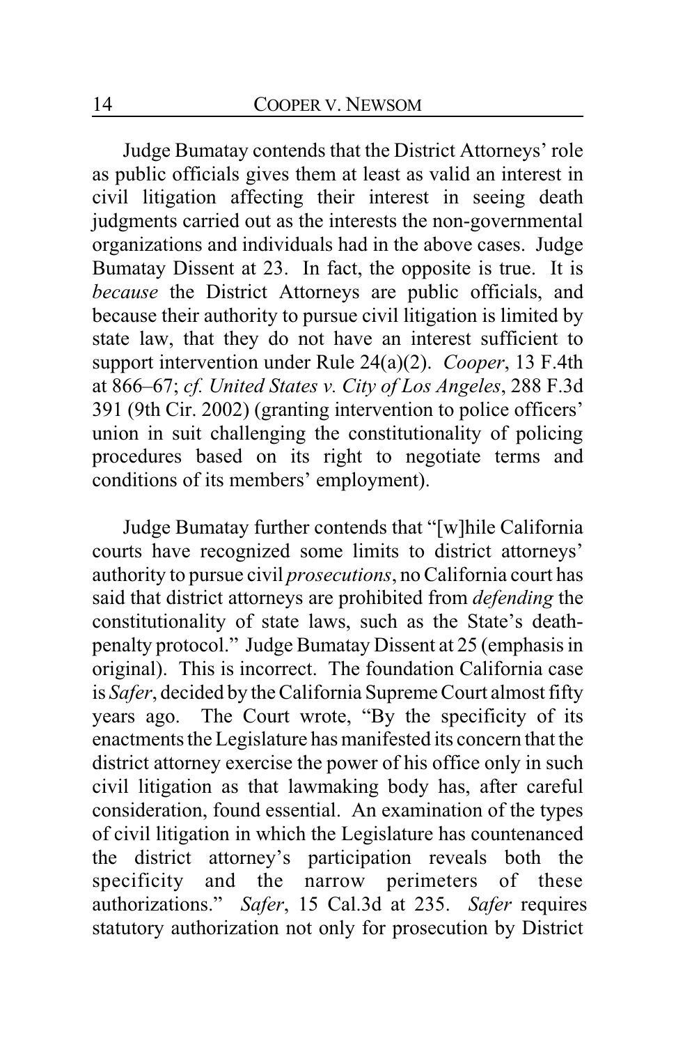Judge Bumatay contends that the District Attorneys' role as public officials gives them at least as valid an interest in civil litigation affecting their interest in seeing death judgments carried out as the interests the non-governmental organizations and individuals had in the above cases. Judge Bumatay Dissent at 23. In fact, the opposite is true. It is *because* the District Attorneys are public officials, and because their authority to pursue civil litigation is limited by state law, that they do not have an interest sufficient to support intervention under Rule 24(a)(2). *Cooper*, 13 F.4th at 866–67; *cf. United States v. City of Los Angeles*, 288 F.3d 391 (9th Cir. 2002) (granting intervention to police officers' union in suit challenging the constitutionality of policing procedures based on its right to negotiate terms and conditions of its members' employment).

Judge Bumatay further contends that "[w]hile California courts have recognized some limits to district attorneys' authority to pursue civil *prosecutions*, no California court has said that district attorneys are prohibited from *defending* the constitutionality of state laws, such as the State's death-penalty protocol." Judge Bumatay Dissent at 25 (emphasis in original). This is incorrect. The foundation California case is *Safer*, decided by the California Supreme Court almost fifty years ago. The Court wrote, "By the specificity of its enactments the Legislature has manifested its concern that the district attorney exercise the power of his office only in such civil litigation as that lawmaking body has, after careful consideration, found essential. An examination of the types of civil litigation in which the Legislature has countenanced the district attorney's participation reveals both the specificity and the narrow perimeters of these authorizations." *Safer*, 15 Cal.3d at 235. *Safer* requires statutory authorization not only for prosecution by District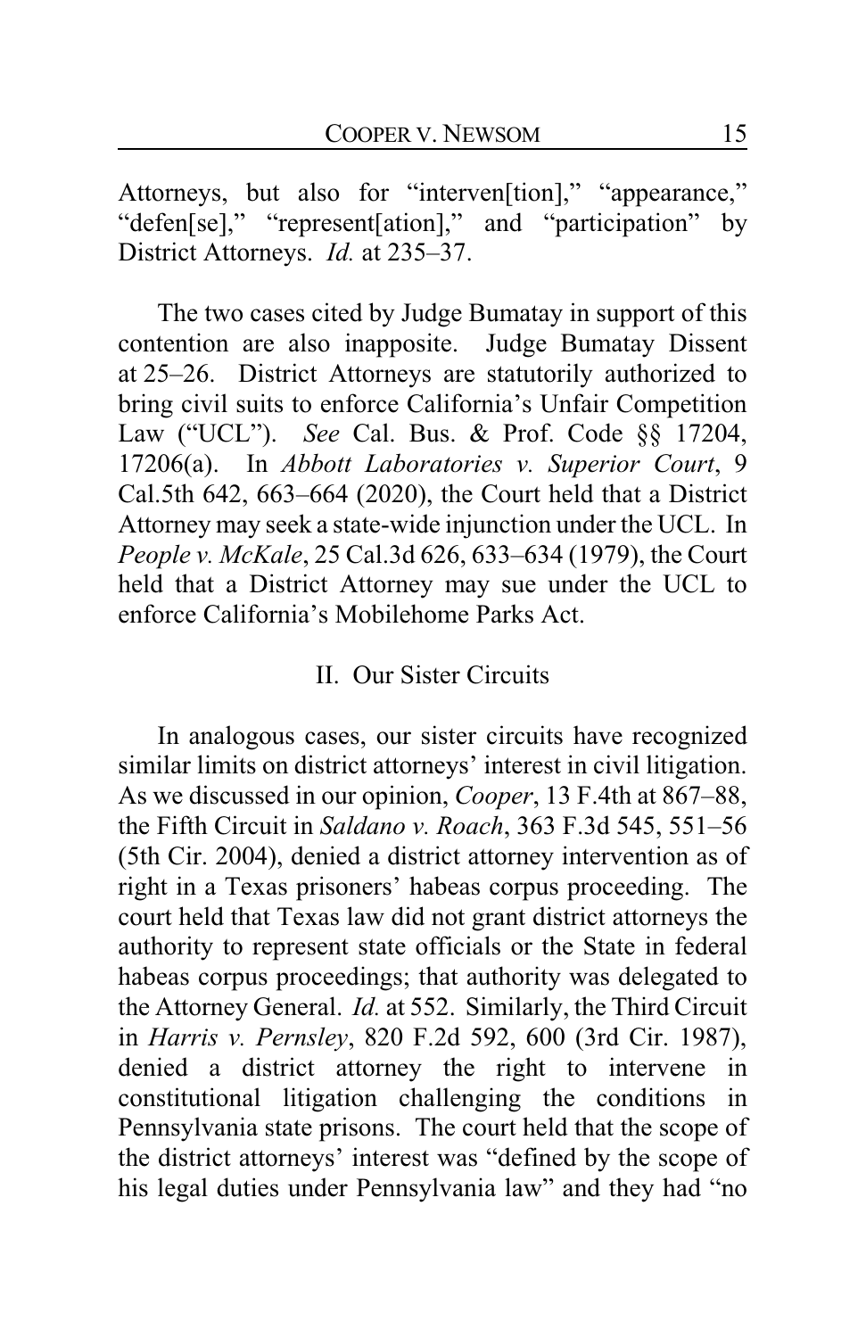Attorneys, but also for "interven[tion]," "appearance," "defen[se]," "represent[ation]," and "participation" by District Attorneys. *Id.* at 235–37.

The two cases cited by Judge Bumatay in support of this contention are also inapposite. Judge Bumatay Dissent at 25–26. District Attorneys are statutorily authorized to bring civil suits to enforce California's Unfair Competition Law ("UCL"). *See* Cal. Bus. & Prof. Code §§ 17204, 17206(a). In *Abbott Laboratories v. Superior Court*, 9 Cal.5th 642, 663–664 (2020), the Court held that a District Attorney may seek a state-wide injunction under the UCL. In *People v. McKale*, 25 Cal.3d 626, 633–634 (1979), the Court held that a District Attorney may sue under the UCL to enforce California's Mobilehome Parks Act.

## II. Our Sister Circuits

In analogous cases, our sister circuits have recognized similar limits on district attorneys' interest in civil litigation. As we discussed in our opinion, *Cooper*, 13 F.4th at 867–88, the Fifth Circuit in *Saldano v. Roach*, 363 F.3d 545, 551–56 (5th Cir. 2004), denied a district attorney intervention as of right in a Texas prisoners' habeas corpus proceeding. The court held that Texas law did not grant district attorneys the authority to represent state officials or the State in federal habeas corpus proceedings; that authority was delegated to the Attorney General. *Id.* at 552. Similarly, the Third Circuit in *Harris v. Pernsley*, 820 F.2d 592, 600 (3rd Cir. 1987), denied a district attorney the right to intervene in constitutional litigation challenging the conditions in Pennsylvania state prisons. The court held that the scope of the district attorneys' interest was "defined by the scope of his legal duties under Pennsylvania law" and they had "no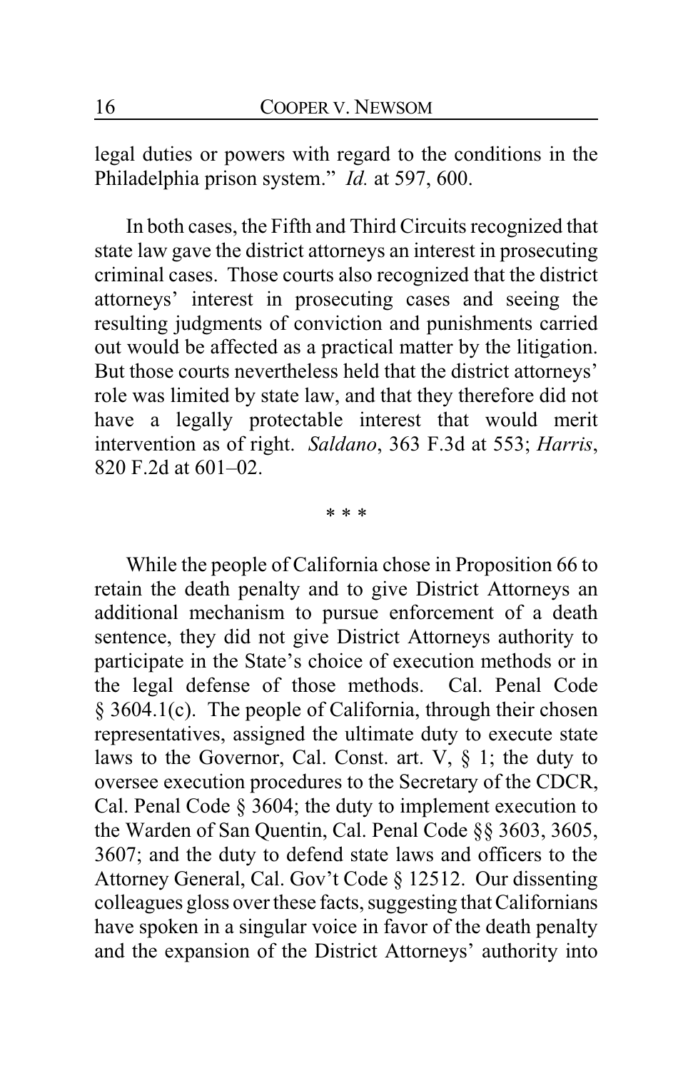legal duties or powers with regard to the conditions in the Philadelphia prison system." *Id.* at 597, 600.

In both cases, the Fifth and Third Circuits recognized that state law gave the district attorneys an interest in prosecuting criminal cases. Those courts also recognized that the district attorneys' interest in prosecuting cases and seeing the resulting judgments of conviction and punishments carried out would be affected as a practical matter by the litigation. But those courts nevertheless held that the district attorneys' role was limited by state law, and that they therefore did not have a legally protectable interest that would merit intervention as of right. *Saldano*, 363 F.3d at 553; *Harris*, 820 F.2d at 601–02.

\* \* \*

While the people of California chose in Proposition 66 to retain the death penalty and to give District Attorneys an additional mechanism to pursue enforcement of a death sentence, they did not give District Attorneys authority to participate in the State's choice of execution methods or in the legal defense of those methods. Cal. Penal Code § 3604.1(c). The people of California, through their chosen representatives, assigned the ultimate duty to execute state laws to the Governor, Cal. Const. art. V, § 1; the duty to oversee execution procedures to the Secretary of the CDCR, Cal. Penal Code § 3604; the duty to implement execution to the Warden of San Quentin, Cal. Penal Code §§ 3603, 3605, 3607; and the duty to defend state laws and officers to the Attorney General, Cal. Gov't Code § 12512. Our dissenting colleagues gloss over these facts, suggesting that Californians have spoken in a singular voice in favor of the death penalty and the expansion of the District Attorneys' authority into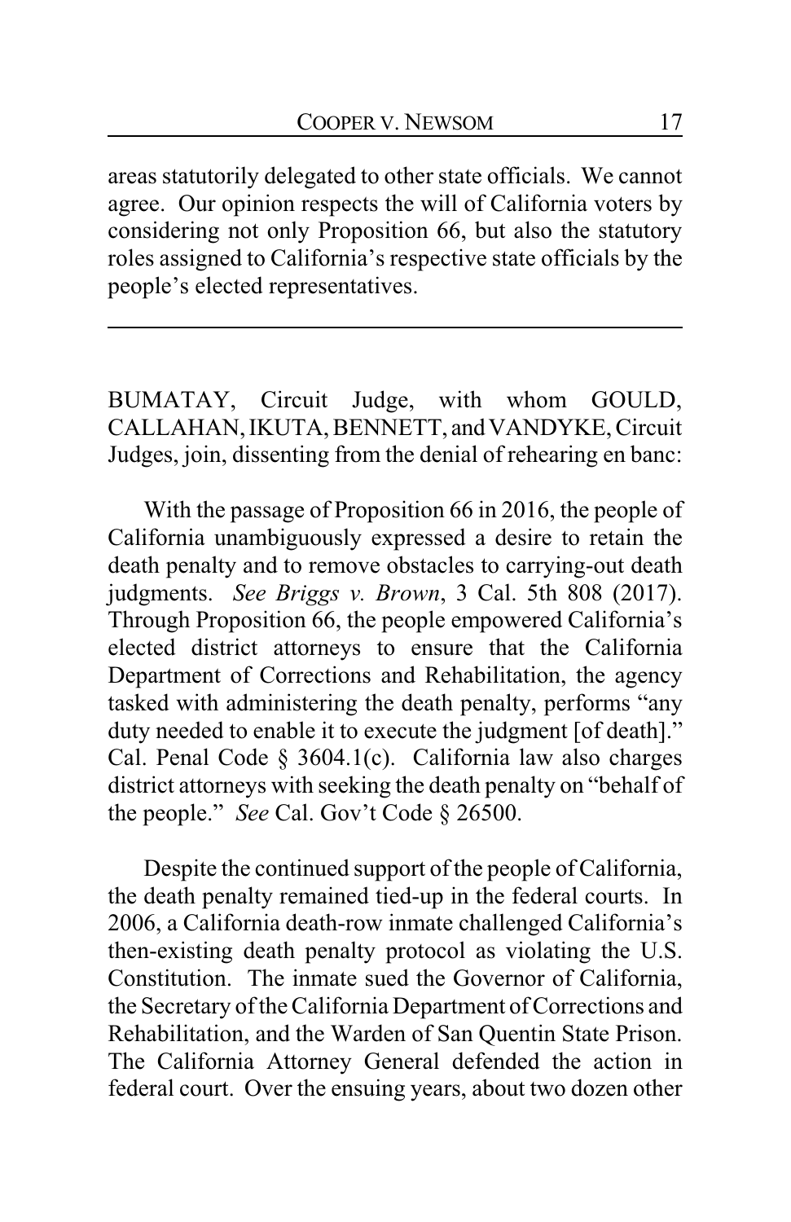areas statutorily delegated to other state officials. We cannot agree. Our opinion respects the will of California voters by considering not only Proposition 66, but also the statutory roles assigned to California's respective state officials by the people's elected representatives.

---

BUMATAY, Circuit Judge, with whom GOULD, CALLAHAN, IKUTA, BENNETT, and VANDYKE, Circuit Judges, join, dissenting from the denial of rehearing en banc:

With the passage of Proposition 66 in 2016, the people of California unambiguously expressed a desire to retain the death penalty and to remove obstacles to carrying-out death judgments. *See Briggs v. Brown*, 3 Cal. 5th 808 (2017). Through Proposition 66, the people empowered California's elected district attorneys to ensure that the California Department of Corrections and Rehabilitation, the agency tasked with administering the death penalty, performs "any duty needed to enable it to execute the judgment [of death]." Cal. Penal Code § 3604.1(c). California law also charges district attorneys with seeking the death penalty on "behalf of the people." *See* Cal. Gov't Code § 26500.

Despite the continued support of the people of California, the death penalty remained tied-up in the federal courts. In 2006, a California death-row inmate challenged California's then-existing death penalty protocol as violating the U.S. Constitution. The inmate sued the Governor of California, the Secretary of the California Department of Corrections and Rehabilitation, and the Warden of San Quentin State Prison. The California Attorney General defended the action in federal court. Over the ensuing years, about two dozen other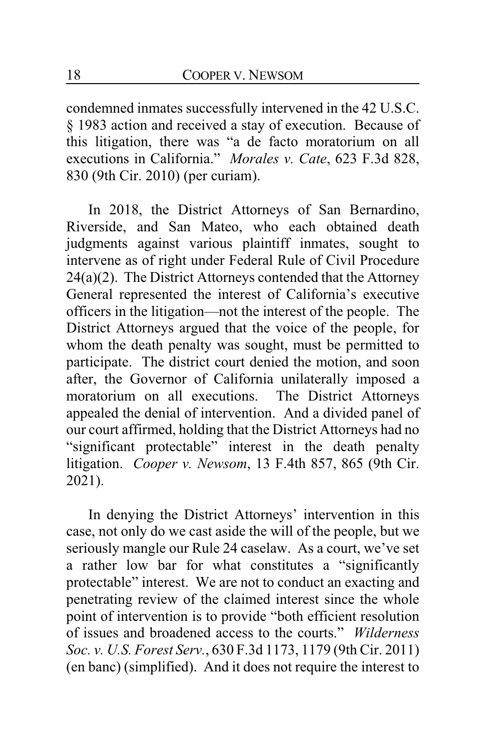condemned inmates successfully intervened in the 42 U.S.C. § 1983 action and received a stay of execution. Because of this litigation, there was "a de facto moratorium on all executions in California." *Morales v. Cate*, 623 F.3d 828, 830 (9th Cir. 2010) (per curiam).

In 2018, the District Attorneys of San Bernardino, Riverside, and San Mateo, who each obtained death judgments against various plaintiff inmates, sought to intervene as of right under Federal Rule of Civil Procedure 24(a)(2). The District Attorneys contended that the Attorney General represented the interest of California's executive officers in the litigation—not the interest of the people. The District Attorneys argued that the voice of the people, for whom the death penalty was sought, must be permitted to participate. The district court denied the motion, and soon after, the Governor of California unilaterally imposed a moratorium on all executions. The District Attorneys appealed the denial of intervention. And a divided panel of our court affirmed, holding that the District Attorneys had no "significant protectable" interest in the death penalty litigation. *Cooper v. Newsom*, 13 F.4th 857, 865 (9th Cir. 2021).

In denying the District Attorneys' intervention in this case, not only do we cast aside the will of the people, but we seriously mangle our Rule 24 caselaw. As a court, we've set a rather low bar for what constitutes a "significantly protectable" interest. We are not to conduct an exacting and penetrating review of the claimed interest since the whole point of intervention is to provide "both efficient resolution of issues and broadened access to the courts." *Wilderness Soc. v. U.S. Forest Serv.*, 630 F.3d 1173, 1179 (9th Cir. 2011) (en banc) (simplified). And it does not require the interest to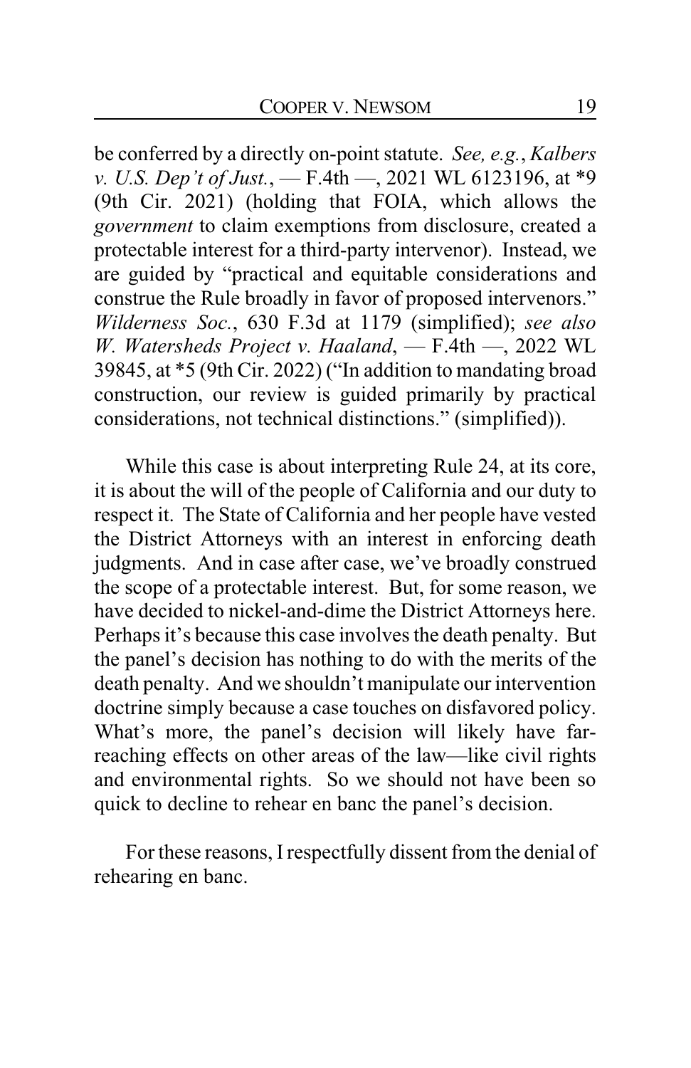be conferred by a directly on-point statute. *See, e.g.*, *Kalbers v. U.S. Dep't of Just.*, — F.4th —, 2021 WL 6123196, at *9 (9th Cir. 2021) (holding that FOIA, which allows the *government* to claim exemptions from disclosure, created a protectable interest for a third-party intervenor). Instead, we are guided by "practical and equitable considerations and construe the Rule broadly in favor of proposed intervenors." *Wilderness Soc.*, 630 F.3d at 1179 (simplified); *see also W. Watersheds Project v. Haaland*, — F.4th —, 2022 WL 39845, at *5 (9th Cir. 2022) ("In addition to mandating broad construction, our review is guided primarily by practical considerations, not technical distinctions." (simplified)).

While this case is about interpreting Rule 24, at its core, it is about the will of the people of California and our duty to respect it. The State of California and her people have vested the District Attorneys with an interest in enforcing death judgments. And in case after case, we've broadly construed the scope of a protectable interest. But, for some reason, we have decided to nickel-and-dime the District Attorneys here. Perhaps it's because this case involves the death penalty. But the panel's decision has nothing to do with the merits of the death penalty. And we shouldn't manipulate our intervention doctrine simply because a case touches on disfavored policy. What's more, the panel's decision will likely have far-reaching effects on other areas of the law—like civil rights and environmental rights. So we should not have been so quick to decline to rehear en banc the panel's decision.

For these reasons, I respectfully dissent from the denial of rehearing en banc.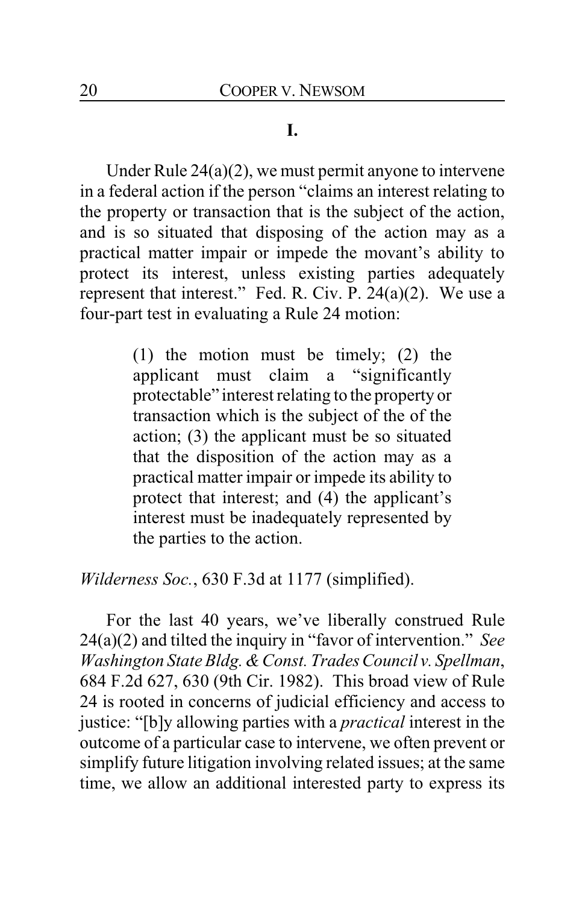## I.

Under Rule 24(a)(2), we must permit anyone to intervene in a federal action if the person "claims an interest relating to the property or transaction that is the subject of the action, and is so situated that disposing of the action may as a practical matter impair or impede the movant's ability to protect its interest, unless existing parties adequately represent that interest." Fed. R. Civ. P. 24(a)(2). We use a four-part test in evaluating a Rule 24 motion:

> (1) the motion must be timely; (2) the applicant must claim a "significantly protectable" interest relating to the property or transaction which is the subject of the of the action; (3) the applicant must be so situated that the disposition of the action may as a practical matter impair or impede its ability to protect that interest; and (4) the applicant's interest must be inadequately represented by the parties to the action.

*Wilderness Soc.*, 630 F.3d at 1177 (simplified).

For the last 40 years, we've liberally construed Rule 24(a)(2) and tilted the inquiry in "favor of intervention." *See Washington State Bldg. & Const. Trades Council v. Spellman*, 684 F.2d 627, 630 (9th Cir. 1982). This broad view of Rule 24 is rooted in concerns of judicial efficiency and access to justice: "[b]y allowing parties with a *practical* interest in the outcome of a particular case to intervene, we often prevent or simplify future litigation involving related issues; at the same time, we allow an additional interested party to express its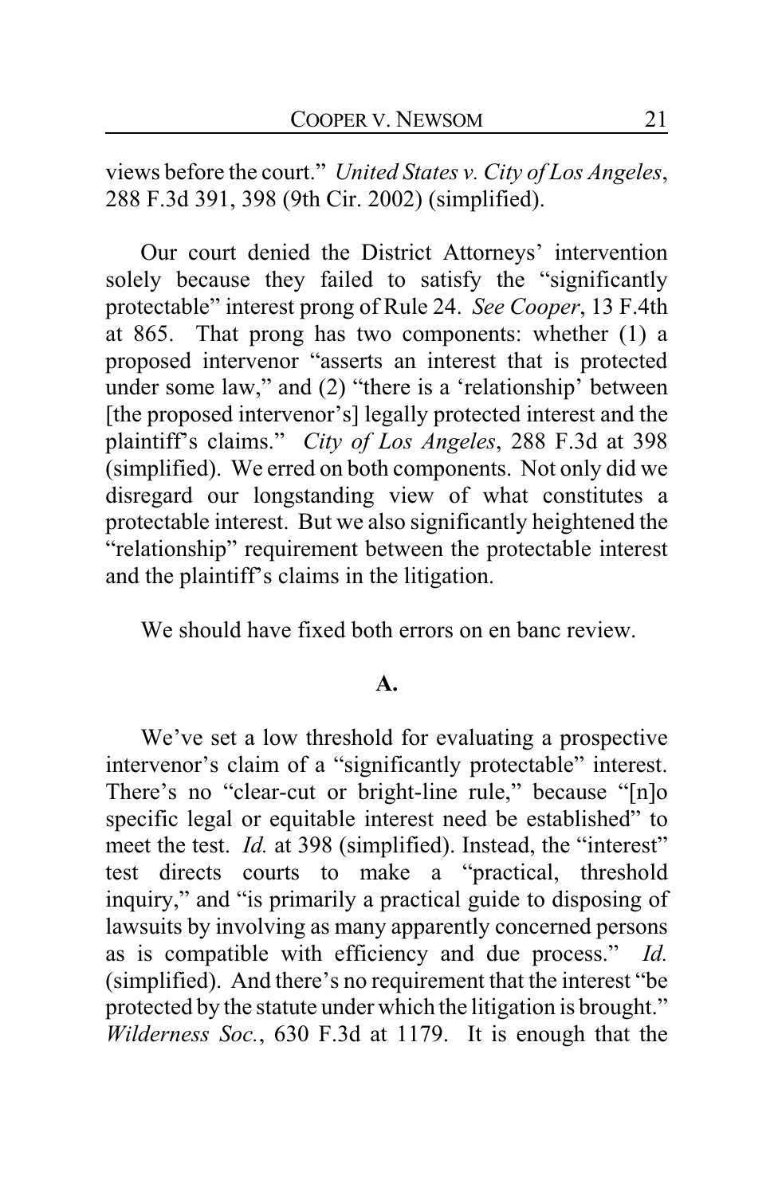views before the court." *United States v. City of Los Angeles*, 288 F.3d 391, 398 (9th Cir. 2002) (simplified).

Our court denied the District Attorneys' intervention solely because they failed to satisfy the "significantly protectable" interest prong of Rule 24. *See Cooper*, 13 F.4th at 865. That prong has two components: whether (1) a proposed intervenor "asserts an interest that is protected under some law," and (2) "there is a 'relationship' between [the proposed intervenor's] legally protected interest and the plaintiff's claims." *City of Los Angeles*, 288 F.3d at 398 (simplified). We erred on both components. Not only did we disregard our longstanding view of what constitutes a protectable interest. But we also significantly heightened the "relationship" requirement between the protectable interest and the plaintiff's claims in the litigation.

We should have fixed both errors on en banc review.

**A.**

We've set a low threshold for evaluating a prospective intervenor's claim of a "significantly protectable" interest. There's no "clear-cut or bright-line rule," because "[n]o specific legal or equitable interest need be established" to meet the test. *Id.* at 398 (simplified). Instead, the "interest" test directs courts to make a "practical, threshold inquiry," and "is primarily a practical guide to disposing of lawsuits by involving as many apparently concerned persons as is compatible with efficiency and due process." *Id.* (simplified). And there's no requirement that the interest "be protected by the statute under which the litigation is brought." *Wilderness Soc.*, 630 F.3d at 1179. It is enough that the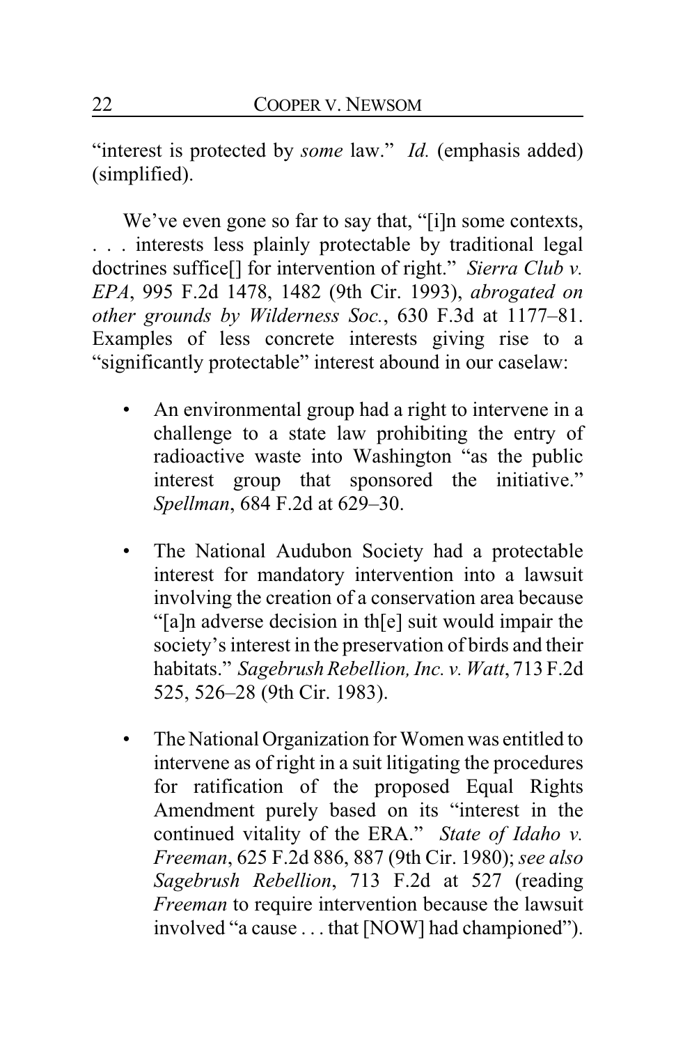"interest is protected by *some* law." *Id.* (emphasis added) (simplified).

We've even gone so far to say that, "[i]n some contexts, . . . interests less plainly protectable by traditional legal doctrines suffice[] for intervention of right." *Sierra Club v. EPA*, 995 F.2d 1478, 1482 (9th Cir. 1993), *abrogated on other grounds by Wilderness Soc.*, 630 F.3d at 1177–81. Examples of less concrete interests giving rise to a "significantly protectable" interest abound in our caselaw:

- An environmental group had a right to intervene in a challenge to a state law prohibiting the entry of radioactive waste into Washington "as the public interest group that sponsored the initiative." *Spellman*, 684 F.2d at 629–30.

- The National Audubon Society had a protectable interest for mandatory intervention into a lawsuit involving the creation of a conservation area because "[a]n adverse decision in th[e] suit would impair the society's interest in the preservation of birds and their habitats." *Sagebrush Rebellion, Inc. v. Watt*, 713 F.2d 525, 526–28 (9th Cir. 1983).

- The National Organization for Women was entitled to intervene as of right in a suit litigating the procedures for ratification of the proposed Equal Rights Amendment purely based on its "interest in the continued vitality of the ERA." *State of Idaho v. Freeman*, 625 F.2d 886, 887 (9th Cir. 1980); *see also Sagebrush Rebellion*, 713 F.2d at 527 (reading *Freeman* to require intervention because the lawsuit involved "a cause . . . that [NOW] had championed").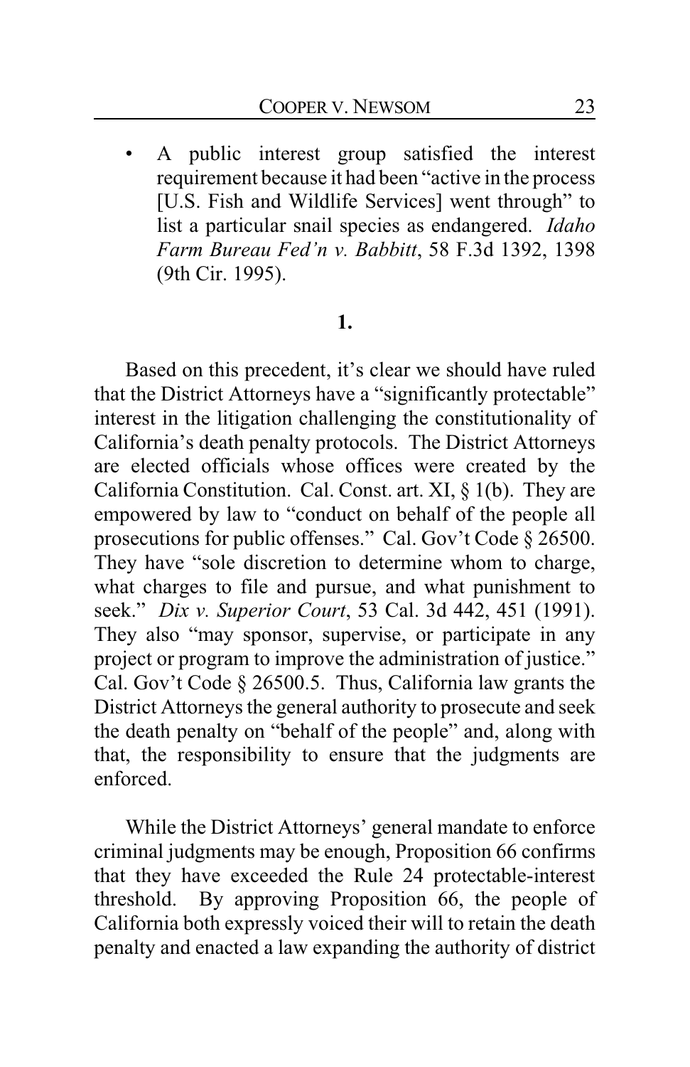- A public interest group satisfied the interest requirement because it had been "active in the process [U.S. Fish and Wildlife Services] went through" to list a particular snail species as endangered. *Idaho Farm Bureau Fed'n v. Babbitt*, 58 F.3d 1392, 1398 (9th Cir. 1995).

**1.**

Based on this precedent, it's clear we should have ruled that the District Attorneys have a "significantly protectable" interest in the litigation challenging the constitutionality of California's death penalty protocols. The District Attorneys are elected officials whose offices were created by the California Constitution. Cal. Const. art. XI, § 1(b). They are empowered by law to "conduct on behalf of the people all prosecutions for public offenses." Cal. Gov't Code § 26500. They have "sole discretion to determine whom to charge, what charges to file and pursue, and what punishment to seek." *Dix v. Superior Court*, 53 Cal. 3d 442, 451 (1991). They also "may sponsor, supervise, or participate in any project or program to improve the administration of justice." Cal. Gov't Code § 26500.5. Thus, California law grants the District Attorneys the general authority to prosecute and seek the death penalty on "behalf of the people" and, along with that, the responsibility to ensure that the judgments are enforced.

While the District Attorneys' general mandate to enforce criminal judgments may be enough, Proposition 66 confirms that they have exceeded the Rule 24 protectable-interest threshold. By approving Proposition 66, the people of California both expressly voiced their will to retain the death penalty and enacted a law expanding the authority of district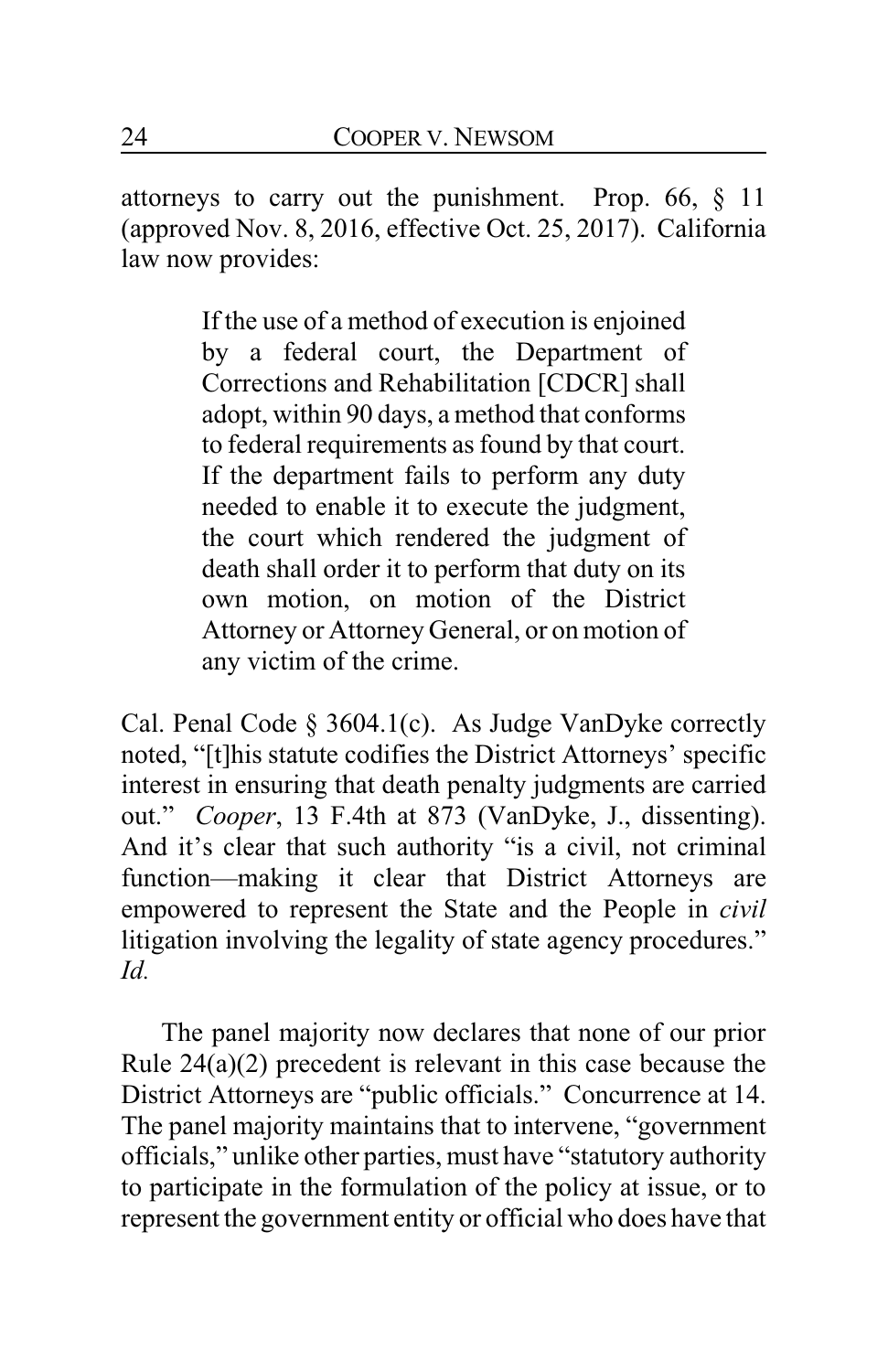attorneys to carry out the punishment. Prop. 66, § 11 (approved Nov. 8, 2016, effective Oct. 25, 2017). California law now provides:

> If the use of a method of execution is enjoined by a federal court, the Department of Corrections and Rehabilitation [CDCR] shall adopt, within 90 days, a method that conforms to federal requirements as found by that court. If the department fails to perform any duty needed to enable it to execute the judgment, the court which rendered the judgment of death shall order it to perform that duty on its own motion, on motion of the District Attorney or Attorney General, or on motion of any victim of the crime.

Cal. Penal Code § 3604.1(c). As Judge VanDyke correctly noted, "[t]his statute codifies the District Attorneys' specific interest in ensuring that death penalty judgments are carried out." *Cooper*, 13 F.4th at 873 (VanDyke, J., dissenting). And it's clear that such authority "is a civil, not criminal function—making it clear that District Attorneys are empowered to represent the State and the People in *civil* litigation involving the legality of state agency procedures." *Id.*

The panel majority now declares that none of our prior Rule 24(a)(2) precedent is relevant in this case because the District Attorneys are "public officials." Concurrence at 14. The panel majority maintains that to intervene, "government officials," unlike other parties, must have "statutory authority to participate in the formulation of the policy at issue, or to represent the government entity or official who does have that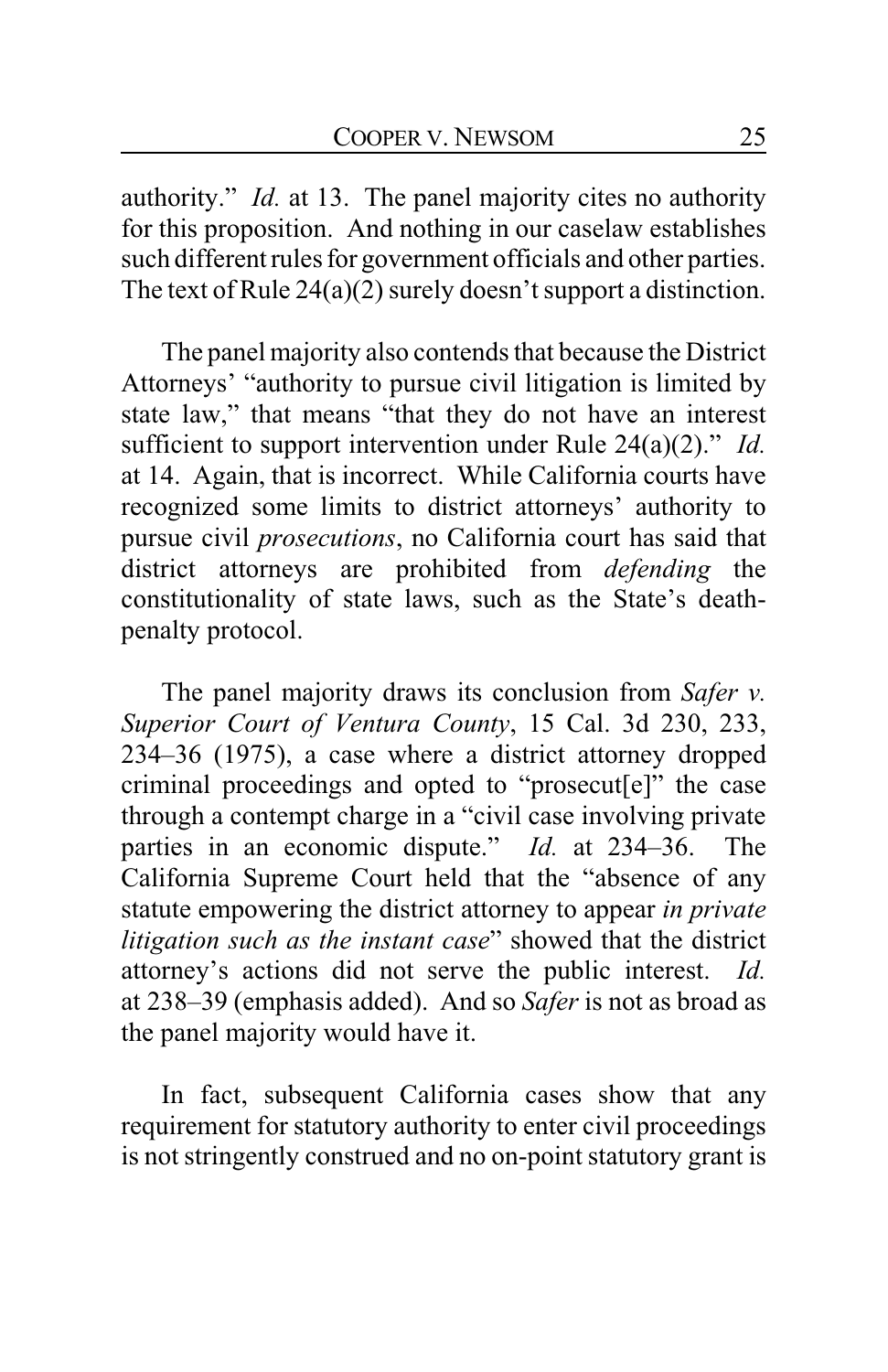authority." *Id.* at 13. The panel majority cites no authority for this proposition. And nothing in our caselaw establishes such different rules for government officials and other parties. The text of Rule 24(a)(2) surely doesn't support a distinction.

The panel majority also contends that because the District Attorneys' "authority to pursue civil litigation is limited by state law," that means "that they do not have an interest sufficient to support intervention under Rule 24(a)(2)." *Id.* at 14. Again, that is incorrect. While California courts have recognized some limits to district attorneys' authority to pursue civil *prosecutions*, no California court has said that district attorneys are prohibited from *defending* the constitutionality of state laws, such as the State's death-penalty protocol.

The panel majority draws its conclusion from *Safer v. Superior Court of Ventura County*, 15 Cal. 3d 230, 233, 234–36 (1975), a case where a district attorney dropped criminal proceedings and opted to "prosecut[e]" the case through a contempt charge in a "civil case involving private parties in an economic dispute." *Id.* at 234–36. The California Supreme Court held that the "absence of any statute empowering the district attorney to appear *in private litigation such as the instant case*" showed that the district attorney's actions did not serve the public interest. *Id.* at 238–39 (emphasis added). And so *Safer* is not as broad as the panel majority would have it.

In fact, subsequent California cases show that any requirement for statutory authority to enter civil proceedings is not stringently construed and no on-point statutory grant is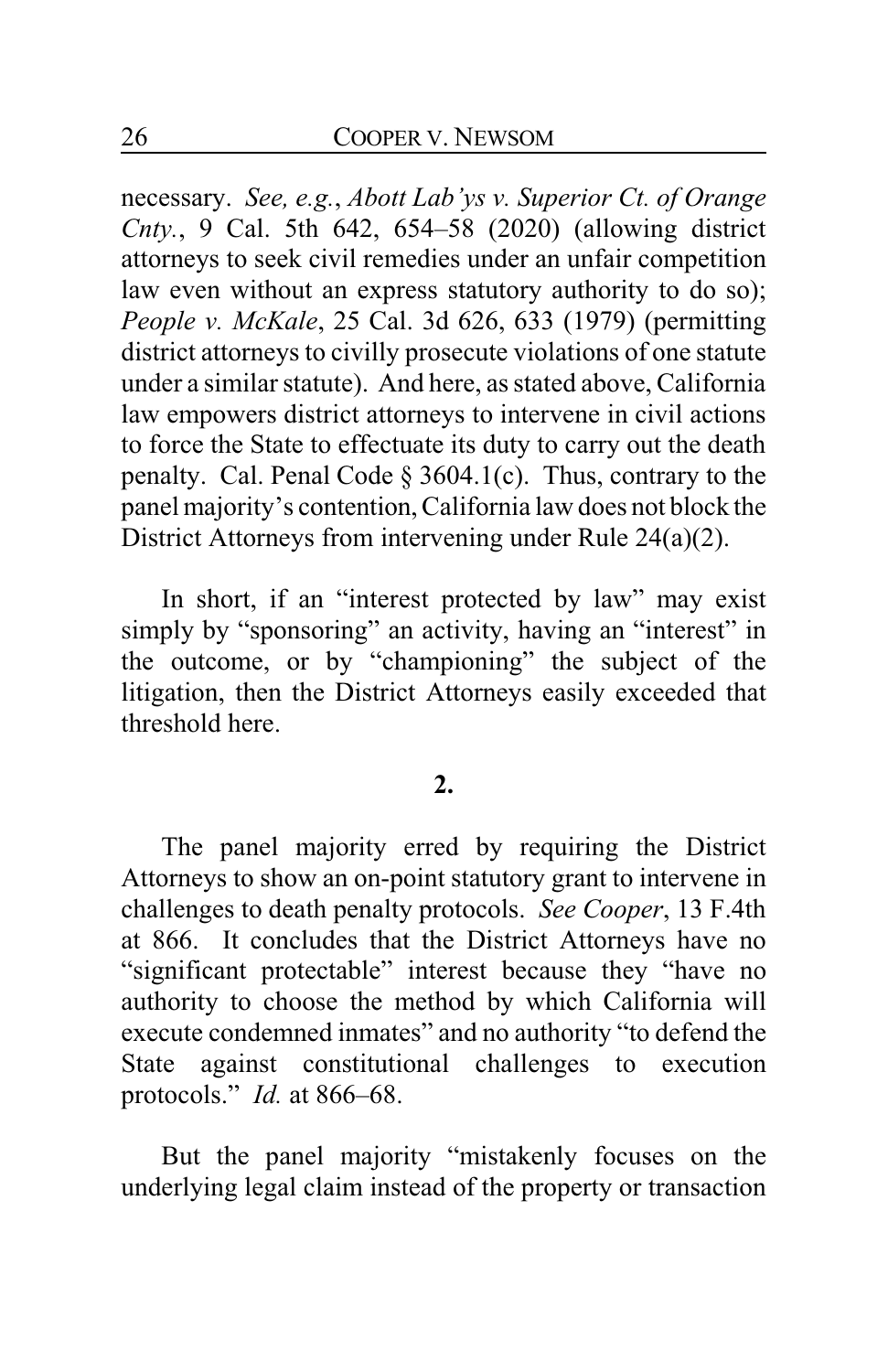necessary. *See, e.g.*, *Abott Lab'ys v. Superior Ct. of Orange Cnty.*, 9 Cal. 5th 642, 654–58 (2020) (allowing district attorneys to seek civil remedies under an unfair competition law even without an express statutory authority to do so); *People v. McKale*, 25 Cal. 3d 626, 633 (1979) (permitting district attorneys to civilly prosecute violations of one statute under a similar statute). And here, as stated above, California law empowers district attorneys to intervene in civil actions to force the State to effectuate its duty to carry out the death penalty. Cal. Penal Code § 3604.1(c). Thus, contrary to the panel majority's contention, California law does not block the District Attorneys from intervening under Rule 24(a)(2).

In short, if an "interest protected by law" may exist simply by "sponsoring" an activity, having an "interest" in the outcome, or by "championing" the subject of the litigation, then the District Attorneys easily exceeded that threshold here.

**2.**

The panel majority erred by requiring the District Attorneys to show an on-point statutory grant to intervene in challenges to death penalty protocols. *See Cooper*, 13 F.4th at 866. It concludes that the District Attorneys have no "significant protectable" interest because they "have no authority to choose the method by which California will execute condemned inmates" and no authority "to defend the State against constitutional challenges to execution protocols." *Id.* at 866–68.

But the panel majority "mistakenly focuses on the underlying legal claim instead of the property or transaction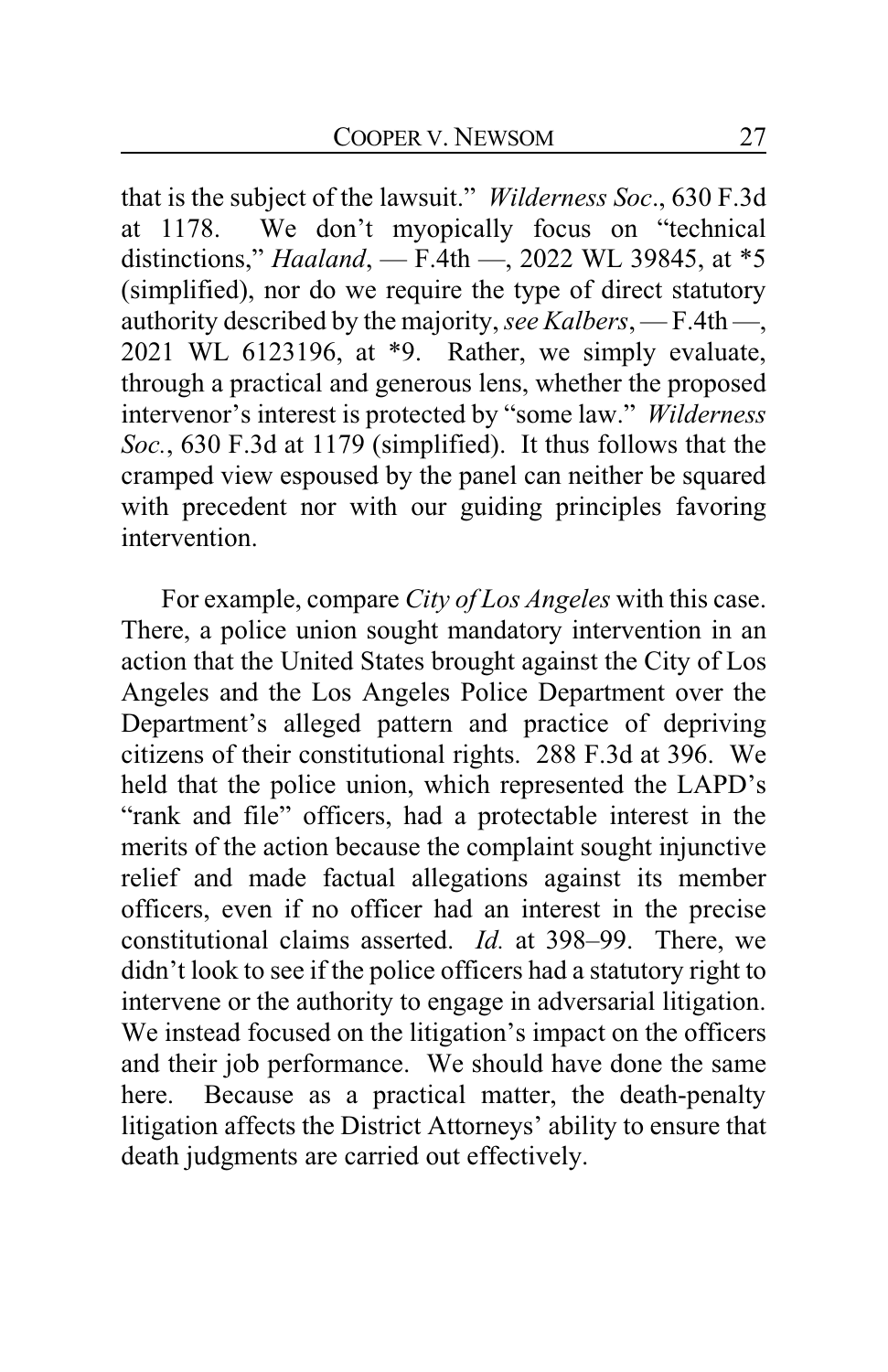that is the subject of the lawsuit." *Wilderness Soc*., 630 F.3d at 1178. We don't myopically focus on "technical distinctions," *Haaland*, — F.4th —, 2022 WL 39845, at *5 (simplified), nor do we require the type of direct statutory authority described by the majority, *see Kalbers*, — F.4th —, 2021 WL 6123196, at *9. Rather, we simply evaluate, through a practical and generous lens, whether the proposed intervenor's interest is protected by "some law." *Wilderness Soc.*, 630 F.3d at 1179 (simplified). It thus follows that the cramped view espoused by the panel can neither be squared with precedent nor with our guiding principles favoring intervention.

For example, compare *City of Los Angeles* with this case. There, a police union sought mandatory intervention in an action that the United States brought against the City of Los Angeles and the Los Angeles Police Department over the Department's alleged pattern and practice of depriving citizens of their constitutional rights. 288 F.3d at 396. We held that the police union, which represented the LAPD's "rank and file" officers, had a protectable interest in the merits of the action because the complaint sought injunctive relief and made factual allegations against its member officers, even if no officer had an interest in the precise constitutional claims asserted. *Id.* at 398–99. There, we didn't look to see if the police officers had a statutory right to intervene or the authority to engage in adversarial litigation. We instead focused on the litigation's impact on the officers and their job performance. We should have done the same here. Because as a practical matter, the death-penalty litigation affects the District Attorneys' ability to ensure that death judgments are carried out effectively.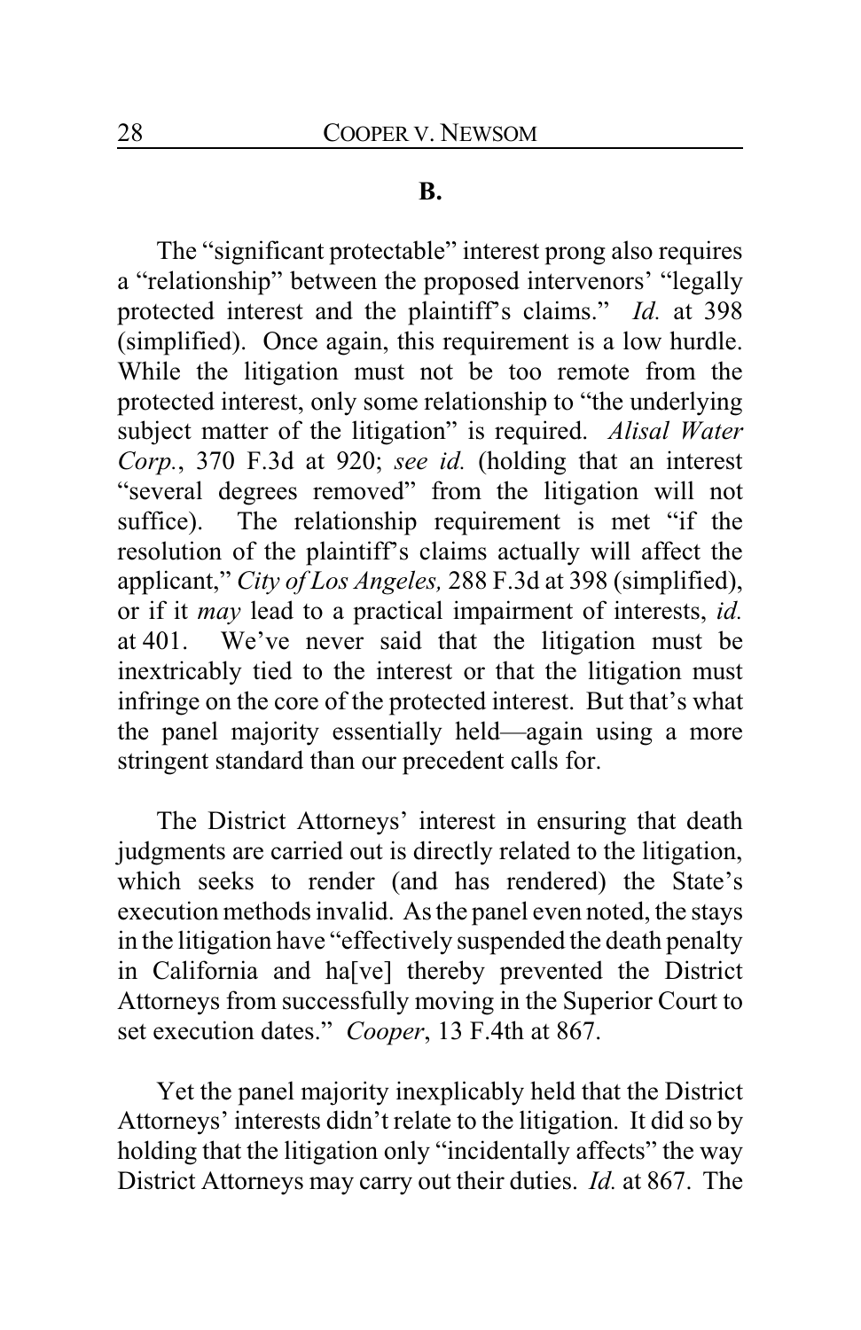### B.

The "significant protectable" interest prong also requires a "relationship" between the proposed intervenors' "legally protected interest and the plaintiff's claims." *Id.* at 398 (simplified). Once again, this requirement is a low hurdle. While the litigation must not be too remote from the protected interest, only some relationship to "the underlying subject matter of the litigation" is required. *Alisal Water Corp.*, 370 F.3d at 920; *see id.* (holding that an interest "several degrees removed" from the litigation will not suffice). The relationship requirement is met "if the resolution of the plaintiff's claims actually will affect the applicant," *City of Los Angeles,* 288 F.3d at 398 (simplified), or if it *may* lead to a practical impairment of interests, *id.* at 401. We've never said that the litigation must be inextricably tied to the interest or that the litigation must infringe on the core of the protected interest. But that's what the panel majority essentially held—again using a more stringent standard than our precedent calls for.

The District Attorneys' interest in ensuring that death judgments are carried out is directly related to the litigation, which seeks to render (and has rendered) the State's execution methods invalid. As the panel even noted, the stays in the litigation have "effectively suspended the death penalty in California and ha[ve] thereby prevented the District Attorneys from successfully moving in the Superior Court to set execution dates." *Cooper*, 13 F.4th at 867.

Yet the panel majority inexplicably held that the District Attorneys' interests didn't relate to the litigation. It did so by holding that the litigation only "incidentally affects" the way District Attorneys may carry out their duties. *Id.* at 867. The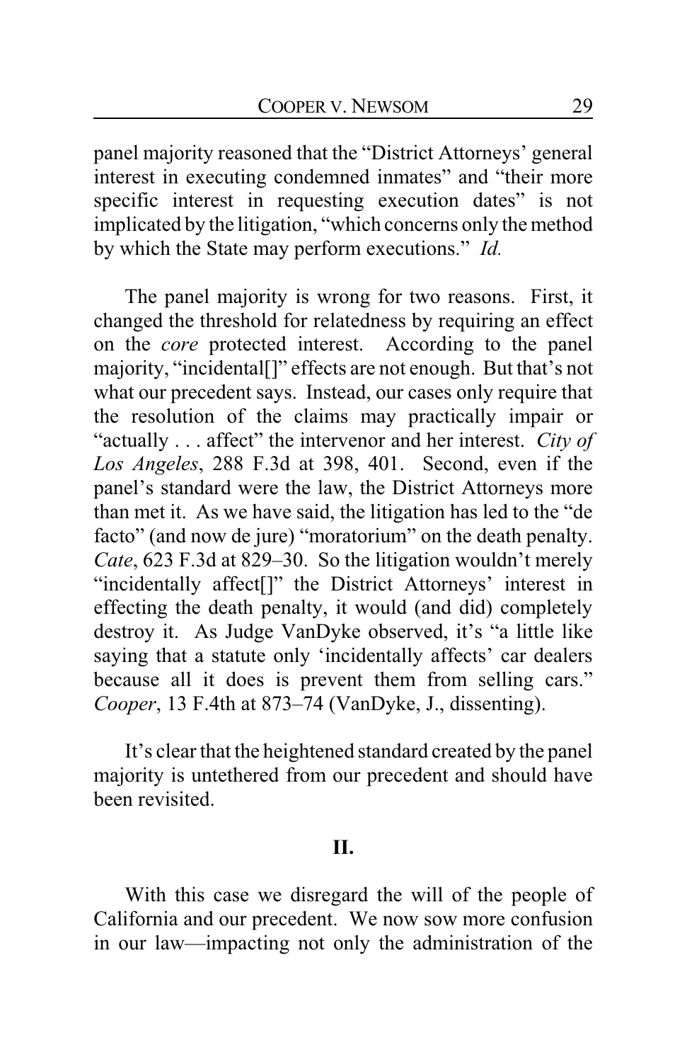panel majority reasoned that the "District Attorneys' general interest in executing condemned inmates" and "their more specific interest in requesting execution dates" is not implicated by the litigation, "which concerns only the method by which the State may perform executions." *Id.*

The panel majority is wrong for two reasons. First, it changed the threshold for relatedness by requiring an effect on the *core* protected interest. According to the panel majority, "incidental[]" effects are not enough. But that's not what our precedent says. Instead, our cases only require that the resolution of the claims may practically impair or "actually . . . affect" the intervenor and her interest. *City of Los Angeles*, 288 F.3d at 398, 401. Second, even if the panel's standard were the law, the District Attorneys more than met it. As we have said, the litigation has led to the "de facto" (and now de jure) "moratorium" on the death penalty. *Cate*, 623 F.3d at 829–30. So the litigation wouldn't merely "incidentally affect[]" the District Attorneys' interest in effecting the death penalty, it would (and did) completely destroy it. As Judge VanDyke observed, it's "a little like saying that a statute only 'incidentally affects' car dealers because all it does is prevent them from selling cars." *Cooper*, 13 F.4th at 873–74 (VanDyke, J., dissenting).

It's clear that the heightened standard created by the panel majority is untethered from our precedent and should have been revisited.

## II.

With this case we disregard the will of the people of California and our precedent. We now sow more confusion in our law—impacting not only the administration of the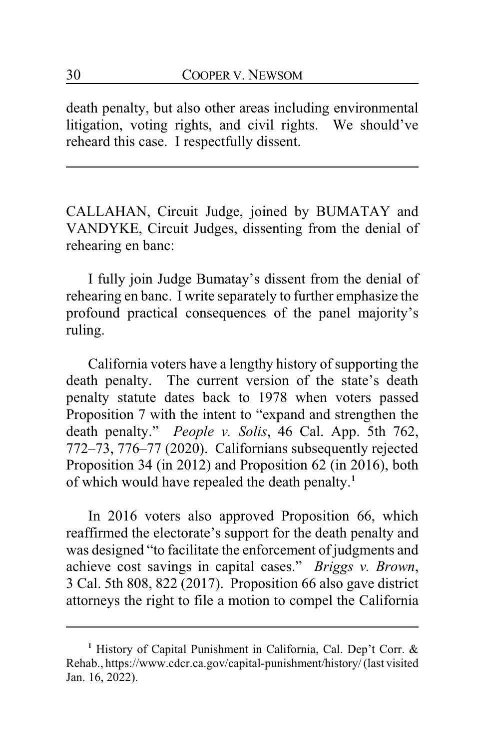death penalty, but also other areas including environmental litigation, voting rights, and civil rights. We should've reheard this case. I respectfully dissent.

---

CALLAHAN, Circuit Judge, joined by BUMATAY and VANDYKE, Circuit Judges, dissenting from the denial of rehearing en banc:

I fully join Judge Bumatay's dissent from the denial of rehearing en banc. I write separately to further emphasize the profound practical consequences of the panel majority's ruling.

California voters have a lengthy history of supporting the death penalty. The current version of the state's death penalty statute dates back to 1978 when voters passed Proposition 7 with the intent to "expand and strengthen the death penalty." *People v. Solis*, 46 Cal. App. 5th 762, 772–73, 776–77 (2020). Californians subsequently rejected Proposition 34 (in 2012) and Proposition 62 (in 2016), both of which would have repealed the death penalty.[1]

In 2016 voters also approved Proposition 66, which reaffirmed the electorate's support for the death penalty and was designed "to facilitate the enforcement of judgments and achieve cost savings in capital cases." *Briggs v. Brown*, 3 Cal. 5th 808, 822 (2017). Proposition 66 also gave district attorneys the right to file a motion to compel the California

---

[1] History of Capital Punishment in California, Cal. Dep't Corr. & Rehab., https://www.cdcr.ca.gov/capital-punishment/history/ (last visited Jan. 16, 2022).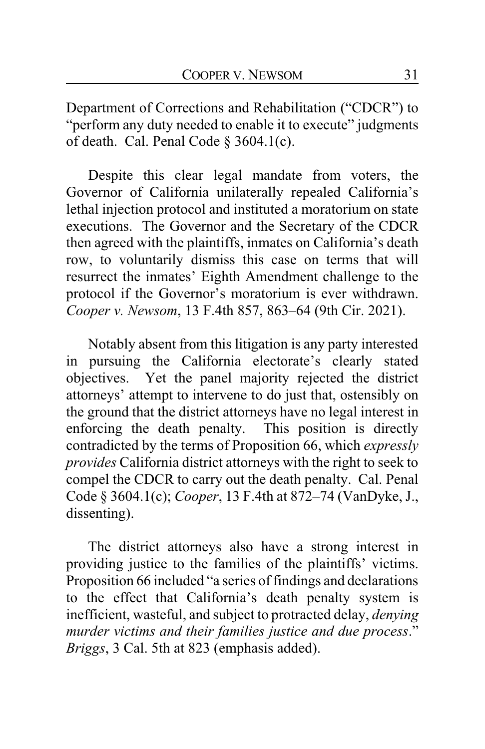Department of Corrections and Rehabilitation ("CDCR") to "perform any duty needed to enable it to execute" judgments of death. Cal. Penal Code § 3604.1(c).

Despite this clear legal mandate from voters, the Governor of California unilaterally repealed California's lethal injection protocol and instituted a moratorium on state executions. The Governor and the Secretary of the CDCR then agreed with the plaintiffs, inmates on California's death row, to voluntarily dismiss this case on terms that will resurrect the inmates' Eighth Amendment challenge to the protocol if the Governor's moratorium is ever withdrawn. *Cooper v. Newsom*, 13 F.4th 857, 863–64 (9th Cir. 2021).

Notably absent from this litigation is any party interested in pursuing the California electorate's clearly stated objectives. Yet the panel majority rejected the district attorneys' attempt to intervene to do just that, ostensibly on the ground that the district attorneys have no legal interest in enforcing the death penalty. This position is directly contradicted by the terms of Proposition 66, which *expressly provides* California district attorneys with the right to seek to compel the CDCR to carry out the death penalty. Cal. Penal Code § 3604.1(c); *Cooper*, 13 F.4th at 872–74 (VanDyke, J., dissenting).

The district attorneys also have a strong interest in providing justice to the families of the plaintiffs' victims. Proposition 66 included "a series of findings and declarations to the effect that California's death penalty system is inefficient, wasteful, and subject to protracted delay, *denying murder victims and their families justice and due process*." *Briggs*, 3 Cal. 5th at 823 (emphasis added).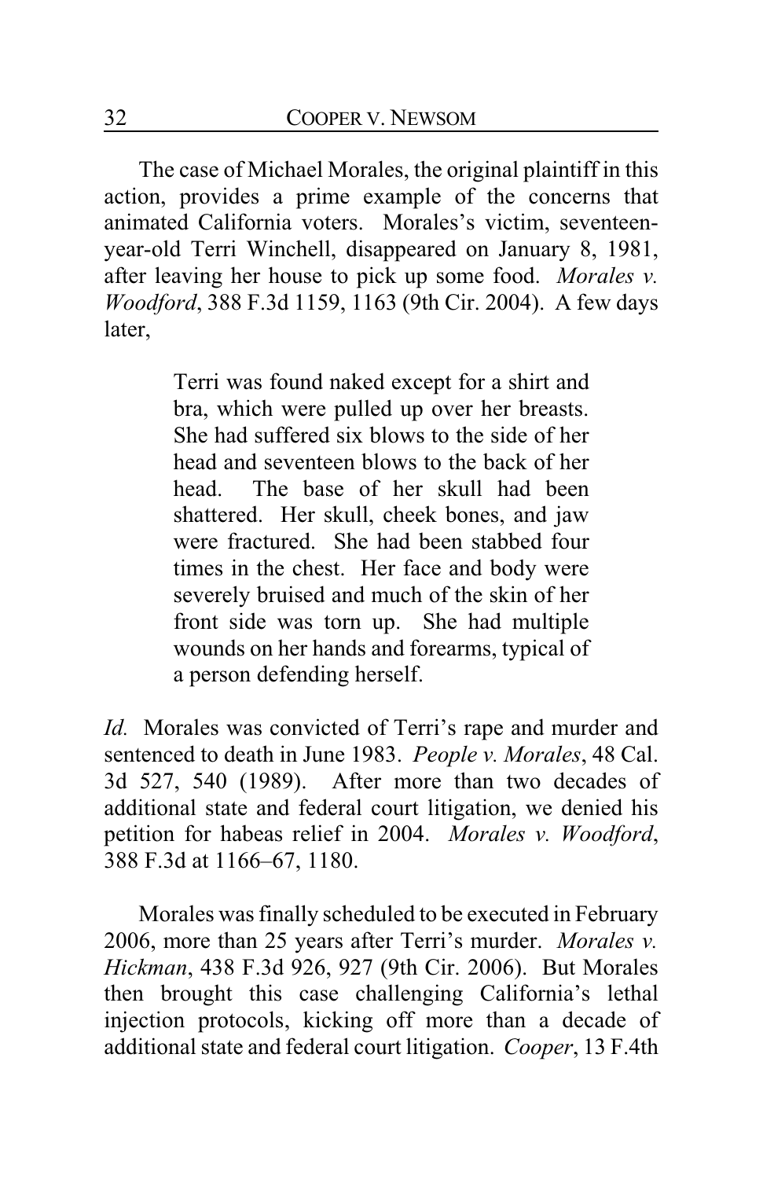The case of Michael Morales, the original plaintiff in this action, provides a prime example of the concerns that animated California voters. Morales's victim, seventeen-year-old Terri Winchell, disappeared on January 8, 1981, after leaving her house to pick up some food. *Morales v. Woodford*, 388 F.3d 1159, 1163 (9th Cir. 2004). A few days later,

> Terri was found naked except for a shirt and bra, which were pulled up over her breasts. She had suffered six blows to the side of her head and seventeen blows to the back of her head. The base of her skull had been shattered. Her skull, cheek bones, and jaw were fractured. She had been stabbed four times in the chest. Her face and body were severely bruised and much of the skin of her front side was torn up. She had multiple wounds on her hands and forearms, typical of a person defending herself.

*Id.* Morales was convicted of Terri's rape and murder and sentenced to death in June 1983. *People v. Morales*, 48 Cal. 3d 527, 540 (1989). After more than two decades of additional state and federal court litigation, we denied his petition for habeas relief in 2004. *Morales v. Woodford*, 388 F.3d at 1166–67, 1180.

Morales was finally scheduled to be executed in February 2006, more than 25 years after Terri's murder. *Morales v. Hickman*, 438 F.3d 926, 927 (9th Cir. 2006). But Morales then brought this case challenging California's lethal injection protocols, kicking off more than a decade of additional state and federal court litigation. *Cooper*, 13 F.4th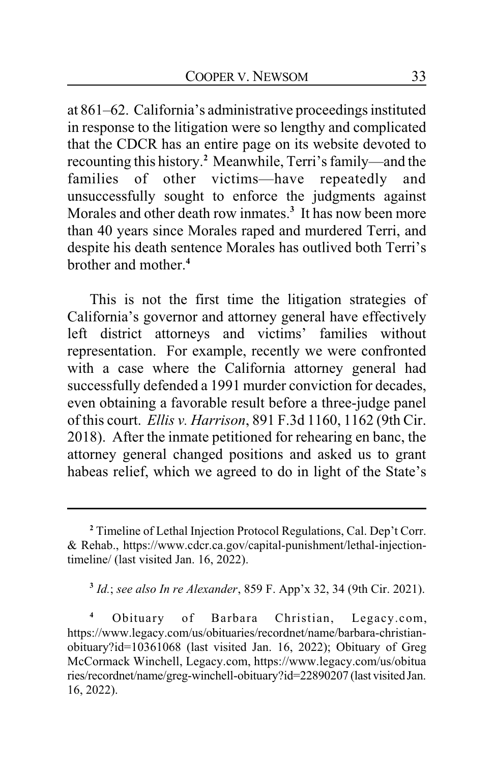at 861–62. California's administrative proceedings instituted in response to the litigation were so lengthy and complicated that the CDCR has an entire page on its website devoted to recounting this history.[2] Meanwhile, Terri's family—and the families of other victims—have repeatedly and unsuccessfully sought to enforce the judgments against Morales and other death row inmates.[3] It has now been more than 40 years since Morales raped and murdered Terri, and despite his death sentence Morales has outlived both Terri's brother and mother.[4]

This is not the first time the litigation strategies of California's governor and attorney general have effectively left district attorneys and victims' families without representation. For example, recently we were confronted with a case where the California attorney general had successfully defended a 1991 murder conviction for decades, even obtaining a favorable result before a three-judge panel of this court. *Ellis v. Harrison*, 891 F.3d 1160, 1162 (9th Cir. 2018). After the inmate petitioned for rehearing en banc, the attorney general changed positions and asked us to grant habeas relief, which we agreed to do in light of the State's

---

[2] Timeline of Lethal Injection Protocol Regulations, Cal. Dep't Corr. & Rehab., https://www.cdcr.ca.gov/capital-punishment/lethal-injection-timeline/ (last visited Jan. 16, 2022).

[3] *Id.*; *see also In re Alexander*, 859 F. App'x 32, 34 (9th Cir. 2021).

[4] Obituary of Barbara Christian, Legacy.com, https://www.legacy.com/us/obituaries/recordnet/name/barbara-christian-obituary?id=10361068 (last visited Jan. 16, 2022); Obituary of Greg McCormack Winchell, Legacy.com, https://www.legacy.com/us/obituaries/recordnet/name/greg-winchell-obituary?id=22890207 (last visited Jan. 16, 2022).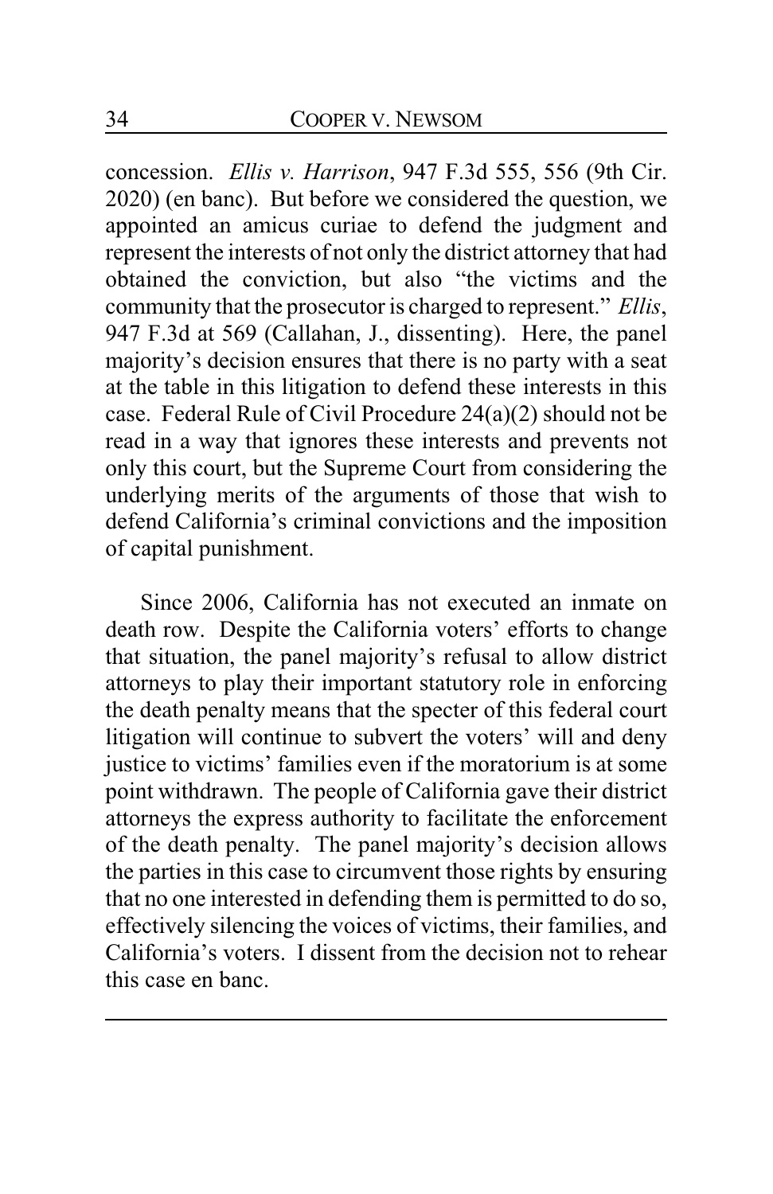concession. *Ellis v. Harrison*, 947 F.3d 555, 556 (9th Cir. 2020) (en banc). But before we considered the question, we appointed an amicus curiae to defend the judgment and represent the interests of not only the district attorney that had obtained the conviction, but also "the victims and the community that the prosecutor is charged to represent." *Ellis*, 947 F.3d at 569 (Callahan, J., dissenting). Here, the panel majority's decision ensures that there is no party with a seat at the table in this litigation to defend these interests in this case. Federal Rule of Civil Procedure 24(a)(2) should not be read in a way that ignores these interests and prevents not only this court, but the Supreme Court from considering the underlying merits of the arguments of those that wish to defend California's criminal convictions and the imposition of capital punishment.

Since 2006, California has not executed an inmate on death row. Despite the California voters' efforts to change that situation, the panel majority's refusal to allow district attorneys to play their important statutory role in enforcing the death penalty means that the specter of this federal court litigation will continue to subvert the voters' will and deny justice to victims' families even if the moratorium is at some point withdrawn. The people of California gave their district attorneys the express authority to facilitate the enforcement of the death penalty. The panel majority's decision allows the parties in this case to circumvent those rights by ensuring that no one interested in defending them is permitted to do so, effectively silencing the voices of victims, their families, and California's voters. I dissent from the decision not to rehear this case en banc.

---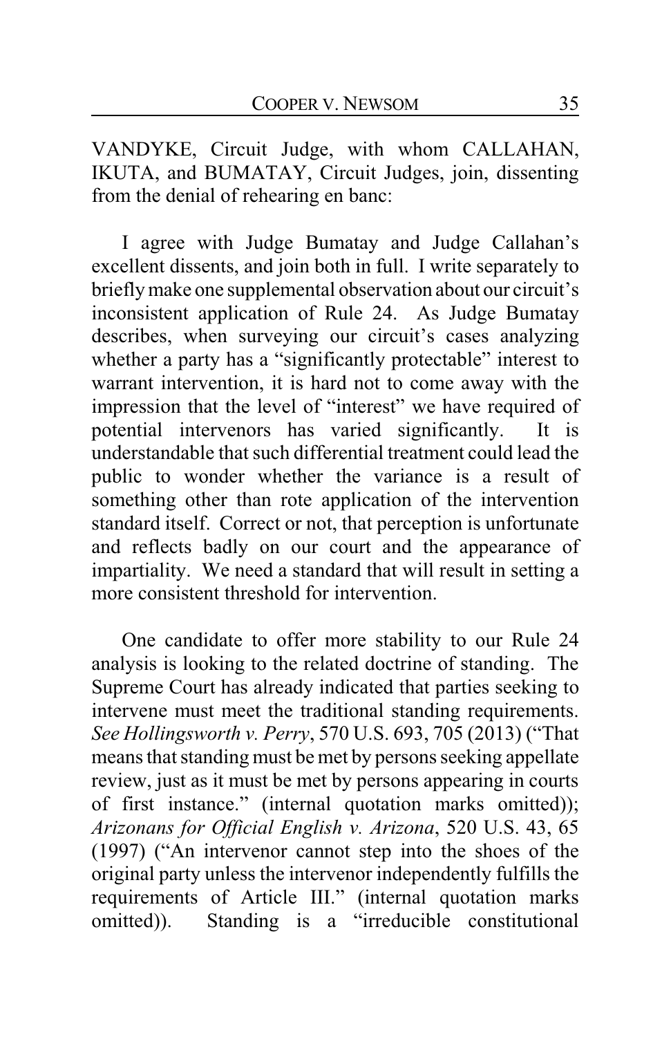VANDYKE, Circuit Judge, with whom CALLAHAN, IKUTA, and BUMATAY, Circuit Judges, join, dissenting from the denial of rehearing en banc:

I agree with Judge Bumatay and Judge Callahan's excellent dissents, and join both in full. I write separately to briefly make one supplemental observation about our circuit's inconsistent application of Rule 24. As Judge Bumatay describes, when surveying our circuit's cases analyzing whether a party has a "significantly protectable" interest to warrant intervention, it is hard not to come away with the impression that the level of "interest" we have required of potential intervenors has varied significantly. It is understandable that such differential treatment could lead the public to wonder whether the variance is a result of something other than rote application of the intervention standard itself. Correct or not, that perception is unfortunate and reflects badly on our court and the appearance of impartiality. We need a standard that will result in setting a more consistent threshold for intervention.

One candidate to offer more stability to our Rule 24 analysis is looking to the related doctrine of standing. The Supreme Court has already indicated that parties seeking to intervene must meet the traditional standing requirements. *See Hollingsworth v. Perry*, 570 U.S. 693, 705 (2013) ("That means that standing must be met by persons seeking appellate review, just as it must be met by persons appearing in courts of first instance." (internal quotation marks omitted)); *Arizonans for Official English v. Arizona*, 520 U.S. 43, 65 (1997) ("An intervenor cannot step into the shoes of the original party unless the intervenor independently fulfills the requirements of Article III." (internal quotation marks omitted)). Standing is a "irreducible constitutional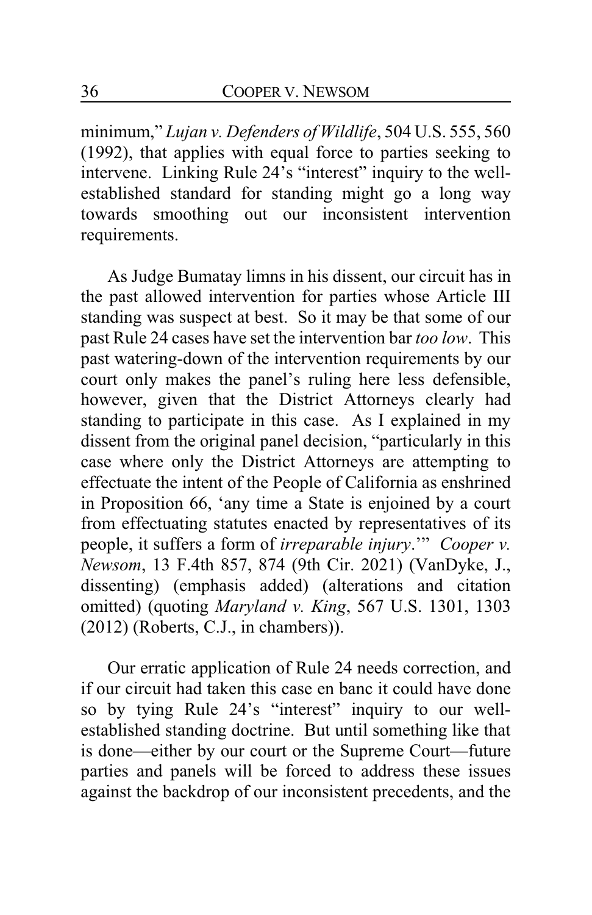minimum," *Lujan v. Defenders of Wildlife*, 504 U.S. 555, 560 (1992), that applies with equal force to parties seeking to intervene. Linking Rule 24's "interest" inquiry to the well-established standard for standing might go a long way towards smoothing out our inconsistent intervention requirements.

As Judge Bumatay limns in his dissent, our circuit has in the past allowed intervention for parties whose Article III standing was suspect at best. So it may be that some of our past Rule 24 cases have set the intervention bar *too low*. This past watering-down of the intervention requirements by our court only makes the panel's ruling here less defensible, however, given that the District Attorneys clearly had standing to participate in this case. As I explained in my dissent from the original panel decision, "particularly in this case where only the District Attorneys are attempting to effectuate the intent of the People of California as enshrined in Proposition 66, 'any time a State is enjoined by a court from effectuating statutes enacted by representatives of its people, it suffers a form of *irreparable injury*.'" *Cooper v. Newsom*, 13 F.4th 857, 874 (9th Cir. 2021) (VanDyke, J., dissenting) (emphasis added) (alterations and citation omitted) (quoting *Maryland v. King*, 567 U.S. 1301, 1303 (2012) (Roberts, C.J., in chambers)).

Our erratic application of Rule 24 needs correction, and if our circuit had taken this case en banc it could have done so by tying Rule 24's "interest" inquiry to our well-established standing doctrine. But until something like that is done—either by our court or the Supreme Court—future parties and panels will be forced to address these issues against the backdrop of our inconsistent precedents, and the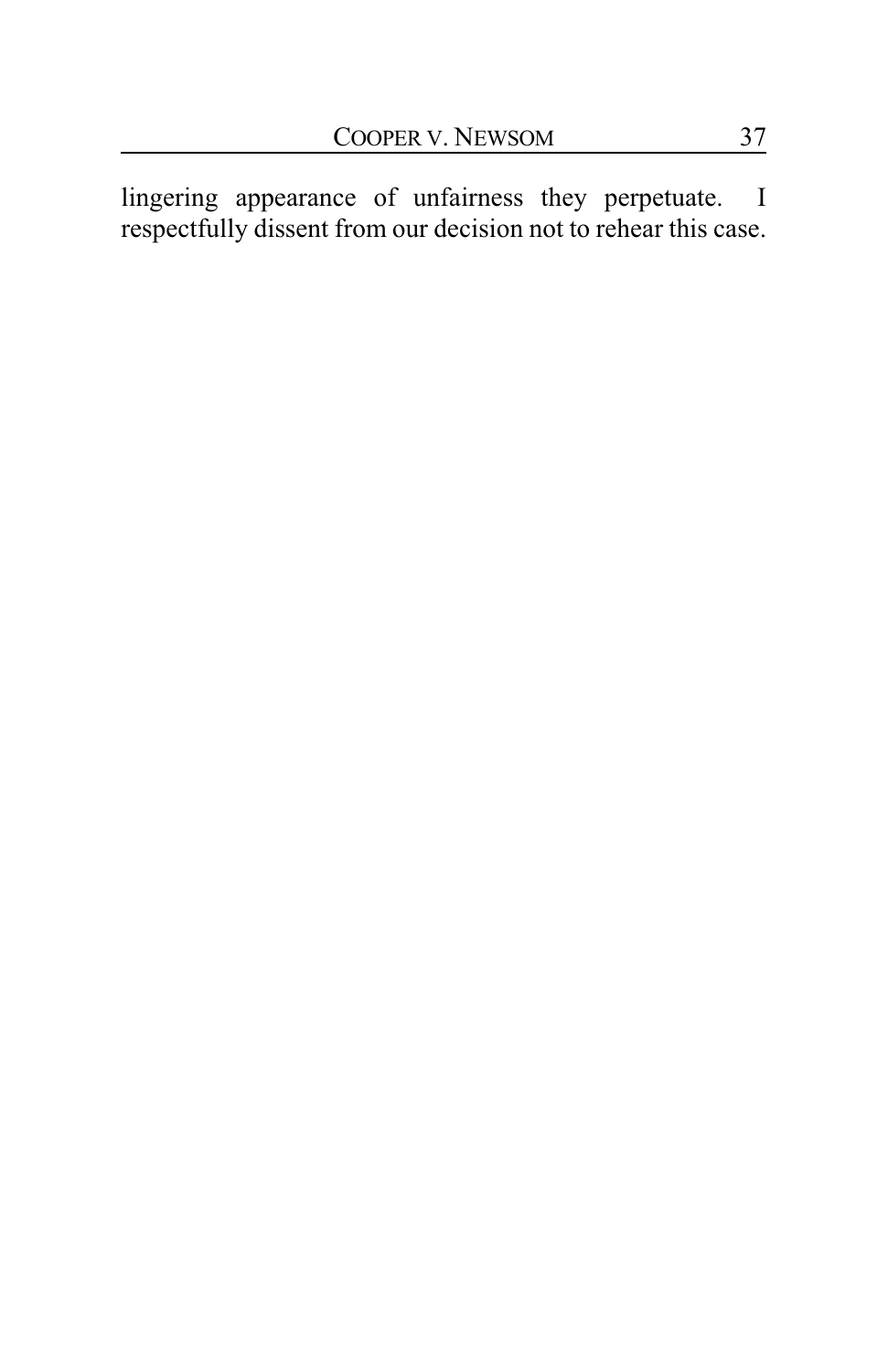lingering appearance of unfairness they perpetuate. I respectfully dissent from our decision not to rehear this case.